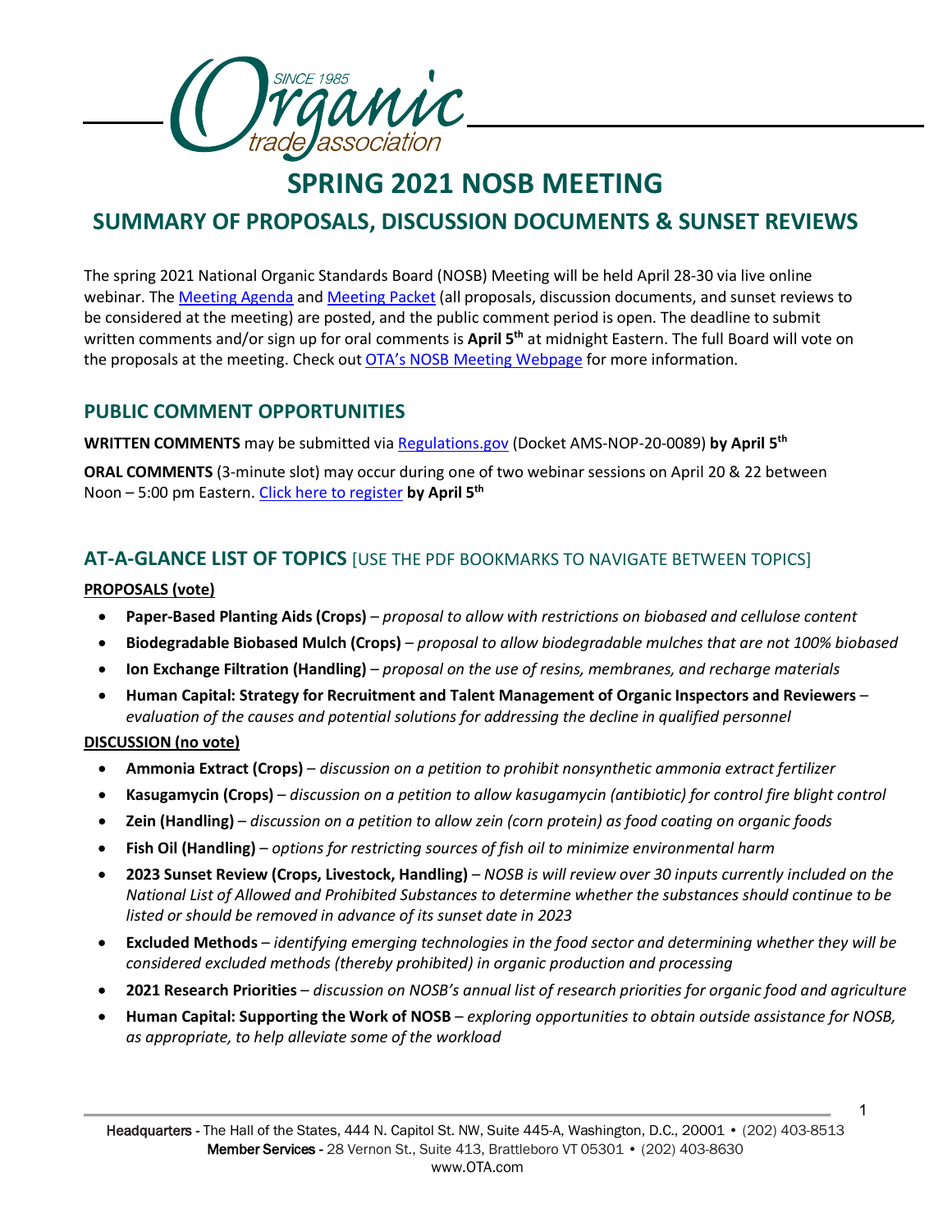# SPRING 2021 NOSB MEETING

## SUMMARY OF PROPOSALS, DISCUSSION DOCUMENTS & SUNSET REVIEWS

The spring 2021 National Organic Standards Board (NOSB) Meeting will be held April 28-30 via live online webinar. The Meeting Agenda and Meeting Packet (all proposals, discussion documents, and sunset reviews to be considered at the meeting) are posted, and the public comment period is open. The deadline to submit written comments and/or sign up for oral comments is **April 5th** at midnight Eastern. The full Board will vote on the proposals at the meeting. Check out OTA's NOSB Meeting Webpage for more information.

### PUBLIC COMMENT OPPORTUNITIES

**WRITTEN COMMENTS** may be submitted via Regulations.gov (Docket AMS-NOP-20-0089) **by April 5th**

**ORAL COMMENTS** (3-minute slot) may occur during one of two webinar sessions on April 20 & 22 between Noon – 5:00 pm Eastern. Click here to register **by April 5th**

### AT-A-GLANCE LIST OF TOPICS [USE THE PDF BOOKMARKS TO NAVIGATE BETWEEN TOPICS]

**PROPOSALS (vote)**

- **Paper-Based Planting Aids (Crops)** – *proposal to allow with restrictions on biobased and cellulose content*
- **Biodegradable Biobased Mulch (Crops)** – *proposal to allow biodegradable mulches that are not 100% biobased*
- **Ion Exchange Filtration (Handling)** – *proposal on the use of resins, membranes, and recharge materials*
- **Human Capital: Strategy for Recruitment and Talent Management of Organic Inspectors and Reviewers** – *evaluation of the causes and potential solutions for addressing the decline in qualified personnel*

**DISCUSSION (no vote)**

- **Ammonia Extract (Crops)** – *discussion on a petition to prohibit nonsynthetic ammonia extract fertilizer*
- **Kasugamycin (Crops)** – *discussion on a petition to allow kasugamycin (antibiotic) for control fire blight control*
- **Zein (Handling)** – *discussion on a petition to allow zein (corn protein) as food coating on organic foods*
- **Fish Oil (Handling)** – *options for restricting sources of fish oil to minimize environmental harm*
- **2023 Sunset Review (Crops, Livestock, Handling)** – *NOSB is will review over 30 inputs currently included on the National List of Allowed and Prohibited Substances to determine whether the substances should continue to be listed or should be removed in advance of its sunset date in 2023*
- **Excluded Methods** – *identifying emerging technologies in the food sector and determining whether they will be considered excluded methods (thereby prohibited) in organic production and processing*
- **2021 Research Priorities** – *discussion on NOSB's annual list of research priorities for organic food and agriculture*
- **Human Capital: Supporting the Work of NOSB** – *exploring opportunities to obtain outside assistance for NOSB, as appropriate, to help alleviate some of the workload*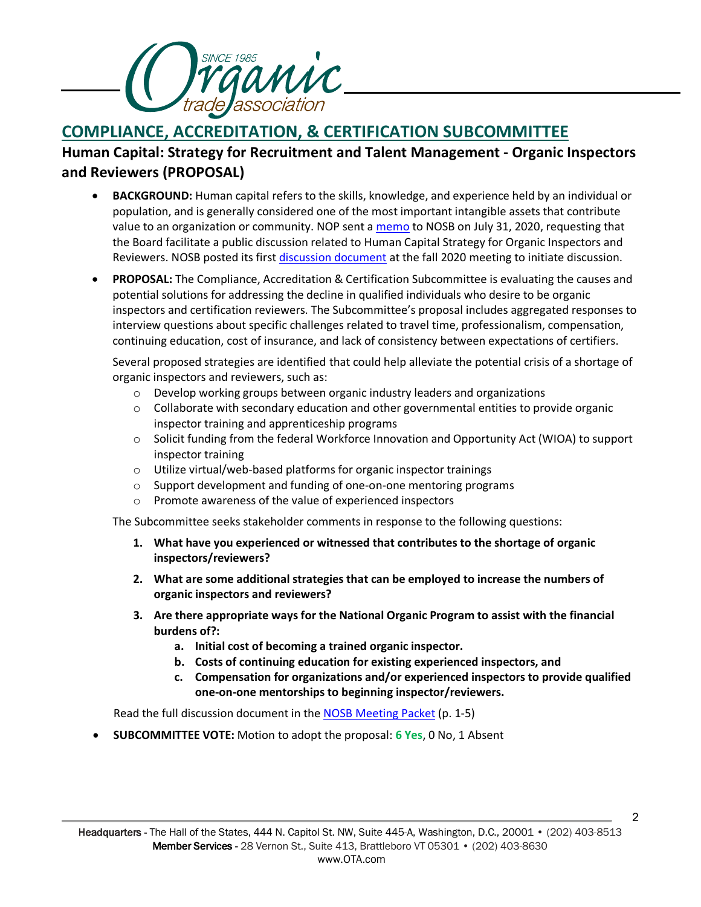## COMPLIANCE, ACCREDITATION, & CERTIFICATION SUBCOMMITTEE

### Human Capital: Strategy for Recruitment and Talent Management - Organic Inspectors and Reviewers (PROPOSAL)

- **BACKGROUND:** Human capital refers to the skills, knowledge, and experience held by an individual or population, and is generally considered one of the most important intangible assets that contribute value to an organization or community. NOP sent a memo to NOSB on July 31, 2020, requesting that the Board facilitate a public discussion related to Human Capital Strategy for Organic Inspectors and Reviewers. NOSB posted its first discussion document at the fall 2020 meeting to initiate discussion.
- **PROPOSAL:** The Compliance, Accreditation & Certification Subcommittee is evaluating the causes and potential solutions for addressing the decline in qualified individuals who desire to be organic inspectors and certification reviewers. The Subcommittee's proposal includes aggregated responses to interview questions about specific challenges related to travel time, professionalism, compensation, continuing education, cost of insurance, and lack of consistency between expectations of certifiers.

  Several proposed strategies are identified that could help alleviate the potential crisis of a shortage of organic inspectors and reviewers, such as:
  - Develop working groups between organic industry leaders and organizations
  - Collaborate with secondary education and other governmental entities to provide organic inspector training and apprenticeship programs
  - Solicit funding from the federal Workforce Innovation and Opportunity Act (WIOA) to support inspector training
  - Utilize virtual/web-based platforms for organic inspector trainings
  - Support development and funding of one-on-one mentoring programs
  - Promote awareness of the value of experienced inspectors

  The Subcommittee seeks stakeholder comments in response to the following questions:

  1. **What have you experienced or witnessed that contributes to the shortage of organic inspectors/reviewers?**
  2. **What are some additional strategies that can be employed to increase the numbers of organic inspectors and reviewers?**
  3. **Are there appropriate ways for the National Organic Program to assist with the financial burdens of?:**
     a. **Initial cost of becoming a trained organic inspector.**
     b. **Costs of continuing education for existing experienced inspectors, and**
     c. **Compensation for organizations and/or experienced inspectors to provide qualified one-on-one mentorships to beginning inspector/reviewers.**

  Read the full discussion document in the NOSB Meeting Packet (p. 1-5)

- **SUBCOMMITTEE VOTE:** Motion to adopt the proposal: **6 Yes**, 0 No, 1 Absent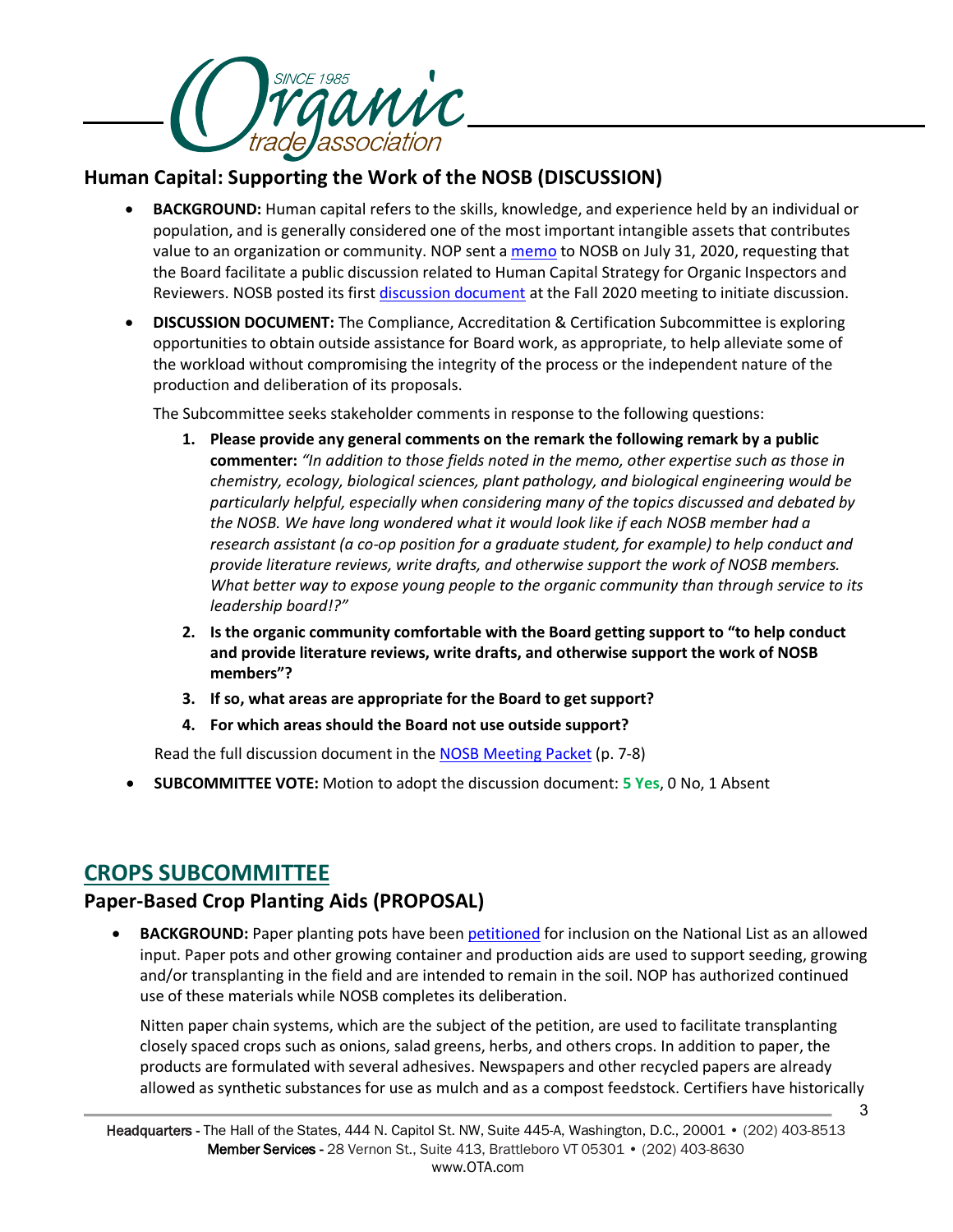## Human Capital: Supporting the Work of the NOSB (DISCUSSION)

- **BACKGROUND:** Human capital refers to the skills, knowledge, and experience held by an individual or population, and is generally considered one of the most important intangible assets that contributes value to an organization or community. NOP sent a memo to NOSB on July 31, 2020, requesting that the Board facilitate a public discussion related to Human Capital Strategy for Organic Inspectors and Reviewers. NOSB posted its first discussion document at the Fall 2020 meeting to initiate discussion.
- **DISCUSSION DOCUMENT:** The Compliance, Accreditation & Certification Subcommittee is exploring opportunities to obtain outside assistance for Board work, as appropriate, to help alleviate some of the workload without compromising the integrity of the process or the independent nature of the production and deliberation of its proposals.

  The Subcommittee seeks stakeholder comments in response to the following questions:

  1. **Please provide any general comments on the remark the following remark by a public commenter:** *"In addition to those fields noted in the memo, other expertise such as those in chemistry, ecology, biological sciences, plant pathology, and biological engineering would be particularly helpful, especially when considering many of the topics discussed and debated by the NOSB. We have long wondered what it would look like if each NOSB member had a research assistant (a co-op position for a graduate student, for example) to help conduct and provide literature reviews, write drafts, and otherwise support the work of NOSB members. What better way to expose young people to the organic community than through service to its leadership board!?"*
  2. **Is the organic community comfortable with the Board getting support to "to help conduct and provide literature reviews, write drafts, and otherwise support the work of NOSB members"?**
  3. **If so, what areas are appropriate for the Board to get support?**
  4. **For which areas should the Board not use outside support?**

  Read the full discussion document in the NOSB Meeting Packet (p. 7-8)

- **SUBCOMMITTEE VOTE:** Motion to adopt the discussion document: **5 Yes**, 0 No, 1 Absent

# CROPS SUBCOMMITTEE

## Paper-Based Crop Planting Aids (PROPOSAL)

- **BACKGROUND:** Paper planting pots have been petitioned for inclusion on the National List as an allowed input. Paper pots and other growing container and production aids are used to support seeding, growing and/or transplanting in the field and are intended to remain in the soil. NOP has authorized continued use of these materials while NOSB completes its deliberation.

  Nitten paper chain systems, which are the subject of the petition, are used to facilitate transplanting closely spaced crops such as onions, salad greens, herbs, and others crops. In addition to paper, the products are formulated with several adhesives. Newspapers and other recycled papers are already allowed as synthetic substances for use as mulch and as a compost feedstock. Certifiers have historically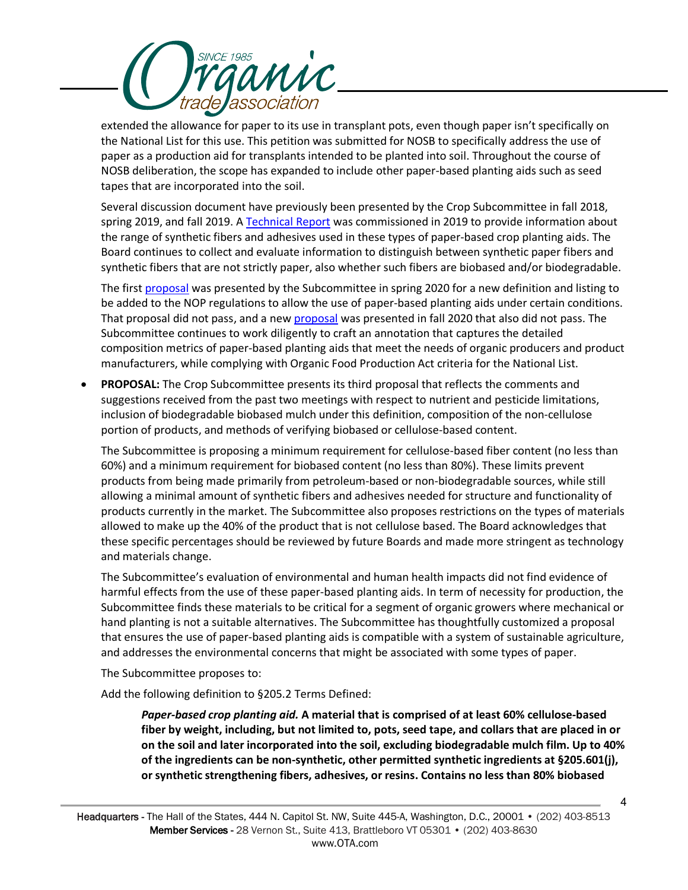extended the allowance for paper to its use in transplant pots, even though paper isn't specifically on the National List for this use. This petition was submitted for NOSB to specifically address the use of paper as a production aid for transplants intended to be planted into soil. Throughout the course of NOSB deliberation, the scope has expanded to include other paper-based planting aids such as seed tapes that are incorporated into the soil.

Several discussion document have previously been presented by the Crop Subcommittee in fall 2018, spring 2019, and fall 2019. A Technical Report was commissioned in 2019 to provide information about the range of synthetic fibers and adhesives used in these types of paper-based crop planting aids. The Board continues to collect and evaluate information to distinguish between synthetic paper fibers and synthetic fibers that are not strictly paper, also whether such fibers are biobased and/or biodegradable.

The first proposal was presented by the Subcommittee in spring 2020 for a new definition and listing to be added to the NOP regulations to allow the use of paper-based planting aids under certain conditions. That proposal did not pass, and a new proposal was presented in fall 2020 that also did not pass. The Subcommittee continues to work diligently to craft an annotation that captures the detailed composition metrics of paper-based planting aids that meet the needs of organic producers and product manufacturers, while complying with Organic Food Production Act criteria for the National List.

- **PROPOSAL:** The Crop Subcommittee presents its third proposal that reflects the comments and suggestions received from the past two meetings with respect to nutrient and pesticide limitations, inclusion of biodegradable biobased mulch under this definition, composition of the non-cellulose portion of products, and methods of verifying biobased or cellulose-based content.

  The Subcommittee is proposing a minimum requirement for cellulose-based fiber content (no less than 60%) and a minimum requirement for biobased content (no less than 80%). These limits prevent products from being made primarily from petroleum-based or non-biodegradable sources, while still allowing a minimal amount of synthetic fibers and adhesives needed for structure and functionality of products currently in the market. The Subcommittee also proposes restrictions on the types of materials allowed to make up the 40% of the product that is not cellulose based. The Board acknowledges that these specific percentages should be reviewed by future Boards and made more stringent as technology and materials change.

  The Subcommittee's evaluation of environmental and human health impacts did not find evidence of harmful effects from the use of these paper-based planting aids. In term of necessity for production, the Subcommittee finds these materials to be critical for a segment of organic growers where mechanical or hand planting is not a suitable alternatives. The Subcommittee has thoughtfully customized a proposal that ensures the use of paper-based planting aids is compatible with a system of sustainable agriculture, and addresses the environmental concerns that might be associated with some types of paper.

  The Subcommittee proposes to:

  Add the following definition to §205.2 Terms Defined:

  > ***Paper-based crop planting aid.*** **A material that is comprised of at least 60% cellulose-based fiber by weight, including, but not limited to, pots, seed tape, and collars that are placed in or on the soil and later incorporated into the soil, excluding biodegradable mulch film. Up to 40% of the ingredients can be non-synthetic, other permitted synthetic ingredients at §205.601(j), or synthetic strengthening fibers, adhesives, or resins. Contains no less than 80% biobased**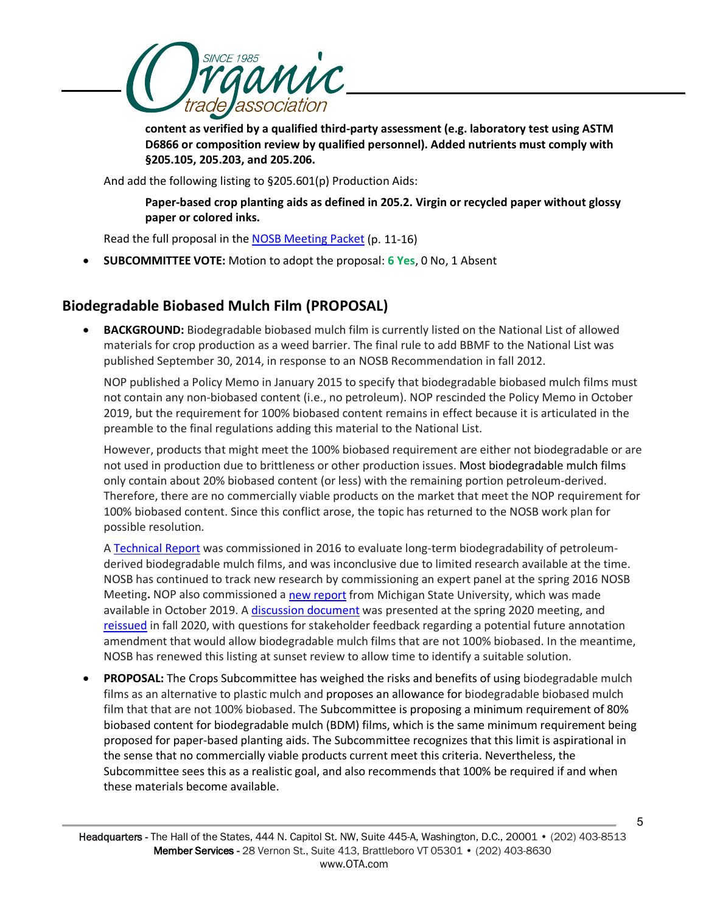**content as verified by a qualified third-party assessment (e.g. laboratory test using ASTM D6866 or composition review by qualified personnel). Added nutrients must comply with §205.105, 205.203, and 205.206.**

And add the following listing to §205.601(p) Production Aids:

> **Paper-based crop planting aids as defined in 205.2. Virgin or recycled paper without glossy paper or colored inks.**

Read the full proposal in the NOSB Meeting Packet (p. 11-16)

- **SUBCOMMITTEE VOTE:** Motion to adopt the proposal: **6 Yes**, 0 No, 1 Absent

## Biodegradable Biobased Mulch Film (PROPOSAL)

- **BACKGROUND:** Biodegradable biobased mulch film is currently listed on the National List of allowed materials for crop production as a weed barrier. The final rule to add BBMF to the National List was published September 30, 2014, in response to an NOSB Recommendation in fall 2012.

  NOP published a Policy Memo in January 2015 to specify that biodegradable biobased mulch films must not contain any non-biobased content (i.e., no petroleum). NOP rescinded the Policy Memo in October 2019, but the requirement for 100% biobased content remains in effect because it is articulated in the preamble to the final regulations adding this material to the National List.

  However, products that might meet the 100% biobased requirement are either not biodegradable or are not used in production due to brittleness or other production issues. Most biodegradable mulch films only contain about 20% biobased content (or less) with the remaining portion petroleum-derived. Therefore, there are no commercially viable products on the market that meet the NOP requirement for 100% biobased content. Since this conflict arose, the topic has returned to the NOSB work plan for possible resolution.

  A Technical Report was commissioned in 2016 to evaluate long-term biodegradability of petroleum-derived biodegradable mulch films, and was inconclusive due to limited research available at the time. NOSB has continued to track new research by commissioning an expert panel at the spring 2016 NOSB Meeting**.** NOP also commissioned a new report from Michigan State University, which was made available in October 2019. A discussion document was presented at the spring 2020 meeting, and reissued in fall 2020, with questions for stakeholder feedback regarding a potential future annotation amendment that would allow biodegradable mulch films that are not 100% biobased. In the meantime, NOSB has renewed this listing at sunset review to allow time to identify a suitable solution.

- **PROPOSAL:** The Crops Subcommittee has weighed the risks and benefits of using biodegradable mulch films as an alternative to plastic mulch and proposes an allowance for biodegradable biobased mulch film that that are not 100% biobased. The Subcommittee is proposing a minimum requirement of 80% biobased content for biodegradable mulch (BDM) films, which is the same minimum requirement being proposed for paper-based planting aids. The Subcommittee recognizes that this limit is aspirational in the sense that no commercially viable products current meet this criteria. Nevertheless, the Subcommittee sees this as a realistic goal, and also recommends that 100% be required if and when these materials become available.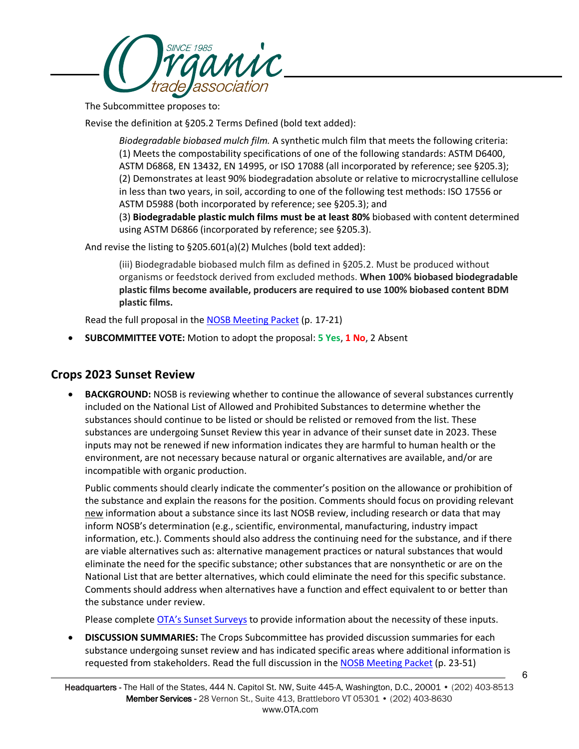The Subcommittee proposes to:

Revise the definition at §205.2 Terms Defined (bold text added):

> *Biodegradable biobased mulch film.* A synthetic mulch film that meets the following criteria: (1) Meets the compostability specifications of one of the following standards: ASTM D6400, ASTM D6868, EN 13432, EN 14995, or ISO 17088 (all incorporated by reference; see §205.3); (2) Demonstrates at least 90% biodegradation absolute or relative to microcrystalline cellulose in less than two years, in soil, according to one of the following test methods: ISO 17556 or ASTM D5988 (both incorporated by reference; see §205.3); and
> (3) **Biodegradable plastic mulch films must be at least 80%** biobased with content determined using ASTM D6866 (incorporated by reference; see §205.3).

And revise the listing to §205.601(a)(2) Mulches (bold text added):

> (iii) Biodegradable biobased mulch film as defined in §205.2. Must be produced without organisms or feedstock derived from excluded methods. **When 100% biobased biodegradable plastic films become available, producers are required to use 100% biobased content BDM plastic films.**

Read the full proposal in the NOSB Meeting Packet (p. 17-21)

- **SUBCOMMITTEE VOTE:** Motion to adopt the proposal: **5 Yes**, **1 No**, 2 Absent

## Crops 2023 Sunset Review

- **BACKGROUND:** NOSB is reviewing whether to continue the allowance of several substances currently included on the National List of Allowed and Prohibited Substances to determine whether the substances should continue to be listed or should be relisted or removed from the list. These substances are undergoing Sunset Review this year in advance of their sunset date in 2023. These inputs may not be renewed if new information indicates they are harmful to human health or the environment, are not necessary because natural or organic alternatives are available, and/or are incompatible with organic production.

  Public comments should clearly indicate the commenter's position on the allowance or prohibition of the substance and explain the reasons for the position. Comments should focus on providing relevant new information about a substance since its last NOSB review, including research or data that may inform NOSB's determination (e.g., scientific, environmental, manufacturing, industry impact information, etc.). Comments should also address the continuing need for the substance, and if there are viable alternatives such as: alternative management practices or natural substances that would eliminate the need for the specific substance; other substances that are nonsynthetic or are on the National List that are better alternatives, which could eliminate the need for this specific substance. Comments should address when alternatives have a function and effect equivalent to or better than the substance under review.

  Please complete OTA's Sunset Surveys to provide information about the necessity of these inputs.

- **DISCUSSION SUMMARIES:** The Crops Subcommittee has provided discussion summaries for each substance undergoing sunset review and has indicated specific areas where additional information is requested from stakeholders. Read the full discussion in the NOSB Meeting Packet (p. 23-51)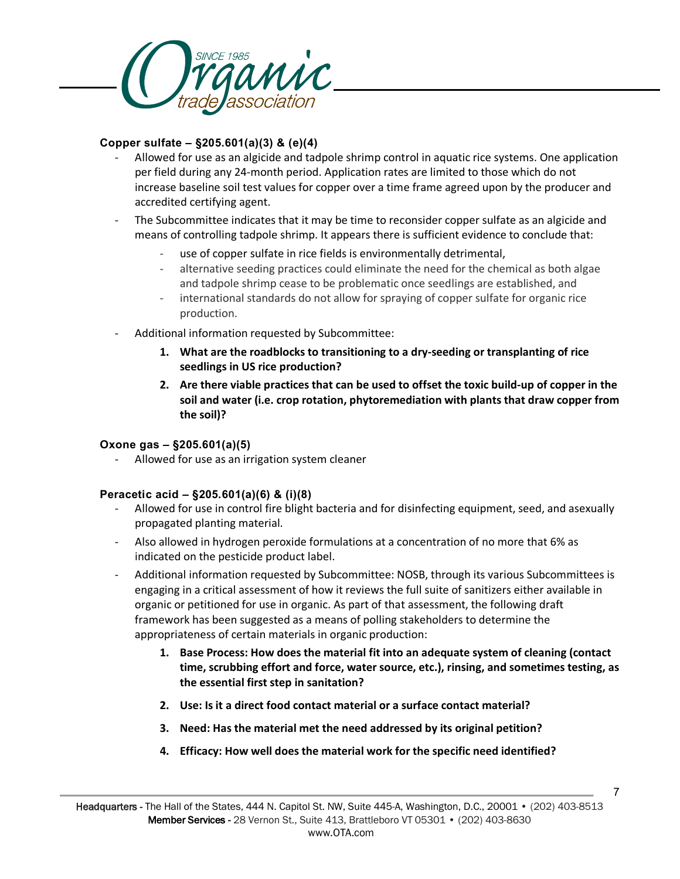**Copper sulfate – §205.601(a)(3) & (e)(4)**

- Allowed for use as an algicide and tadpole shrimp control in aquatic rice systems. One application per field during any 24-month period. Application rates are limited to those which do not increase baseline soil test values for copper over a time frame agreed upon by the producer and accredited certifying agent.
- The Subcommittee indicates that it may be time to reconsider copper sulfate as an algicide and means of controlling tadpole shrimp. It appears there is sufficient evidence to conclude that:
    - use of copper sulfate in rice fields is environmentally detrimental,
    - alternative seeding practices could eliminate the need for the chemical as both algae and tadpole shrimp cease to be problematic once seedlings are established, and
    - international standards do not allow for spraying of copper sulfate for organic rice production.
- Additional information requested by Subcommittee:
    1. **What are the roadblocks to transitioning to a dry-seeding or transplanting of rice seedlings in US rice production?**
    2. **Are there viable practices that can be used to offset the toxic build-up of copper in the soil and water (i.e. crop rotation, phytoremediation with plants that draw copper from the soil)?**

**Oxone gas – §205.601(a)(5)**

- Allowed for use as an irrigation system cleaner

**Peracetic acid – §205.601(a)(6) & (i)(8)**

- Allowed for use in control fire blight bacteria and for disinfecting equipment, seed, and asexually propagated planting material.
- Also allowed in hydrogen peroxide formulations at a concentration of no more that 6% as indicated on the pesticide product label.
- Additional information requested by Subcommittee: NOSB, through its various Subcommittees is engaging in a critical assessment of how it reviews the full suite of sanitizers either available in organic or petitioned for use in organic. As part of that assessment, the following draft framework has been suggested as a means of polling stakeholders to determine the appropriateness of certain materials in organic production:
    1. **Base Process: How does the material fit into an adequate system of cleaning (contact time, scrubbing effort and force, water source, etc.), rinsing, and sometimes testing, as the essential first step in sanitation?**
    2. **Use: Is it a direct food contact material or a surface contact material?**
    3. **Need: Has the material met the need addressed by its original petition?**
    4. **Efficacy: How well does the material work for the specific need identified?**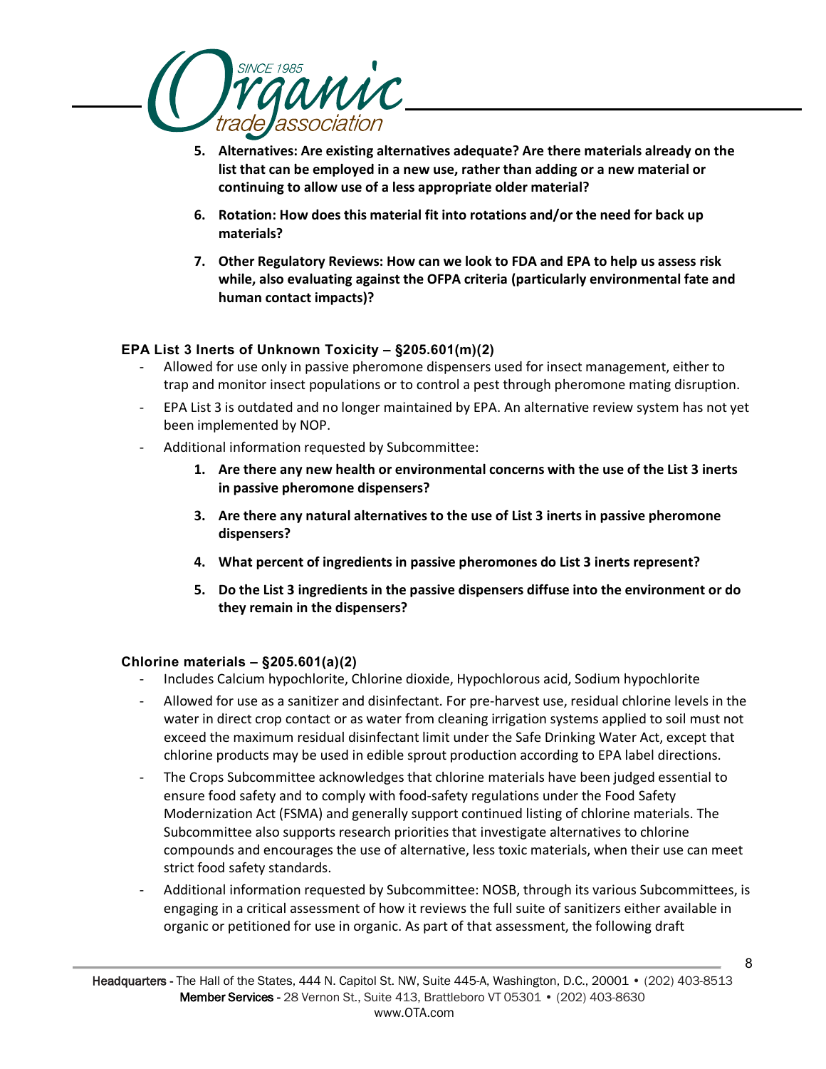5. **Alternatives: Are existing alternatives adequate? Are there materials already on the list that can be employed in a new use, rather than adding or a new material or continuing to allow use of a less appropriate older material?**

6. **Rotation: How does this material fit into rotations and/or the need for back up materials?**

7. **Other Regulatory Reviews: How can we look to FDA and EPA to help us assess risk while, also evaluating against the OFPA criteria (particularly environmental fate and human contact impacts)?**

### EPA List 3 Inerts of Unknown Toxicity – §205.601(m)(2)

- Allowed for use only in passive pheromone dispensers used for insect management, either to trap and monitor insect populations or to control a pest through pheromone mating disruption.
- EPA List 3 is outdated and no longer maintained by EPA. An alternative review system has not yet been implemented by NOP.
- Additional information requested by Subcommittee:
    1. **Are there any new health or environmental concerns with the use of the List 3 inerts in passive pheromone dispensers?**
    3. **Are there any natural alternatives to the use of List 3 inerts in passive pheromone dispensers?**
    4. **What percent of ingredients in passive pheromones do List 3 inerts represent?**
    5. **Do the List 3 ingredients in the passive dispensers diffuse into the environment or do they remain in the dispensers?**

### Chlorine materials – §205.601(a)(2)

- Includes Calcium hypochlorite, Chlorine dioxide, Hypochlorous acid, Sodium hypochlorite
- Allowed for use as a sanitizer and disinfectant. For pre-harvest use, residual chlorine levels in the water in direct crop contact or as water from cleaning irrigation systems applied to soil must not exceed the maximum residual disinfectant limit under the Safe Drinking Water Act, except that chlorine products may be used in edible sprout production according to EPA label directions.
- The Crops Subcommittee acknowledges that chlorine materials have been judged essential to ensure food safety and to comply with food-safety regulations under the Food Safety Modernization Act (FSMA) and generally support continued listing of chlorine materials. The Subcommittee also supports research priorities that investigate alternatives to chlorine compounds and encourages the use of alternative, less toxic materials, when their use can meet strict food safety standards.
- Additional information requested by Subcommittee: NOSB, through its various Subcommittees, is engaging in a critical assessment of how it reviews the full suite of sanitizers either available in organic or petitioned for use in organic. As part of that assessment, the following draft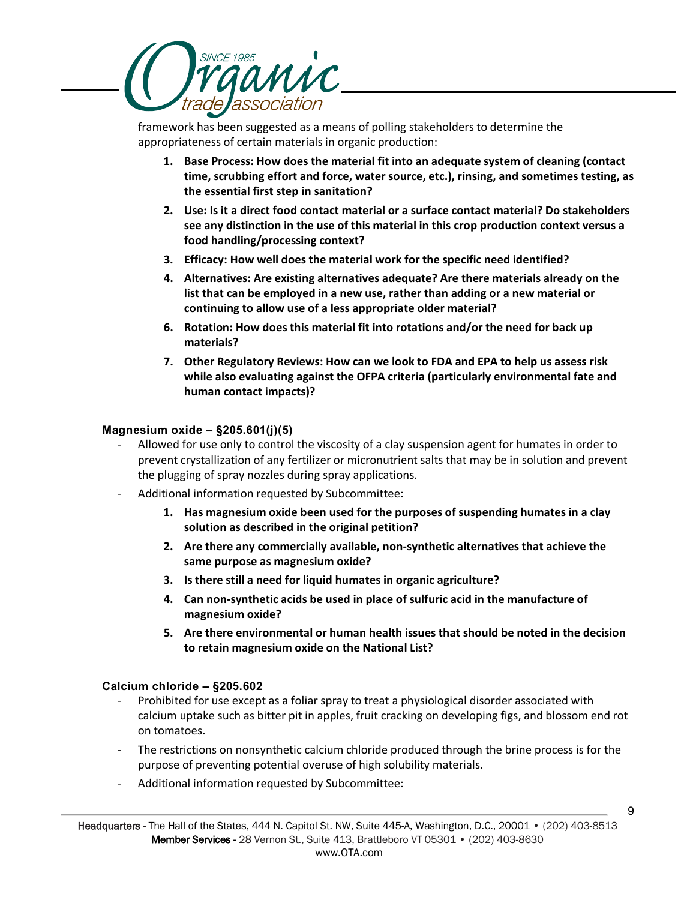framework has been suggested as a means of polling stakeholders to determine the appropriateness of certain materials in organic production:

1. **Base Process: How does the material fit into an adequate system of cleaning (contact time, scrubbing effort and force, water source, etc.), rinsing, and sometimes testing, as the essential first step in sanitation?**
2. **Use: Is it a direct food contact material or a surface contact material? Do stakeholders see any distinction in the use of this material in this crop production context versus a food handling/processing context?**
3. **Efficacy: How well does the material work for the specific need identified?**
4. **Alternatives: Are existing alternatives adequate? Are there materials already on the list that can be employed in a new use, rather than adding or a new material or continuing to allow use of a less appropriate older material?**
6. **Rotation: How does this material fit into rotations and/or the need for back up materials?**
7. **Other Regulatory Reviews: How can we look to FDA and EPA to help us assess risk while also evaluating against the OFPA criteria (particularly environmental fate and human contact impacts)?**

### Magnesium oxide – §205.601(j)(5)

- Allowed for use only to control the viscosity of a clay suspension agent for humates in order to prevent crystallization of any fertilizer or micronutrient salts that may be in solution and prevent the plugging of spray nozzles during spray applications.
- Additional information requested by Subcommittee:
  1. **Has magnesium oxide been used for the purposes of suspending humates in a clay solution as described in the original petition?**
  2. **Are there any commercially available, non-synthetic alternatives that achieve the same purpose as magnesium oxide?**
  3. **Is there still a need for liquid humates in organic agriculture?**
  4. **Can non-synthetic acids be used in place of sulfuric acid in the manufacture of magnesium oxide?**
  5. **Are there environmental or human health issues that should be noted in the decision to retain magnesium oxide on the National List?**

### Calcium chloride – §205.602

- Prohibited for use except as a foliar spray to treat a physiological disorder associated with calcium uptake such as bitter pit in apples, fruit cracking on developing figs, and blossom end rot on tomatoes.
- The restrictions on nonsynthetic calcium chloride produced through the brine process is for the purpose of preventing potential overuse of high solubility materials.
- Additional information requested by Subcommittee: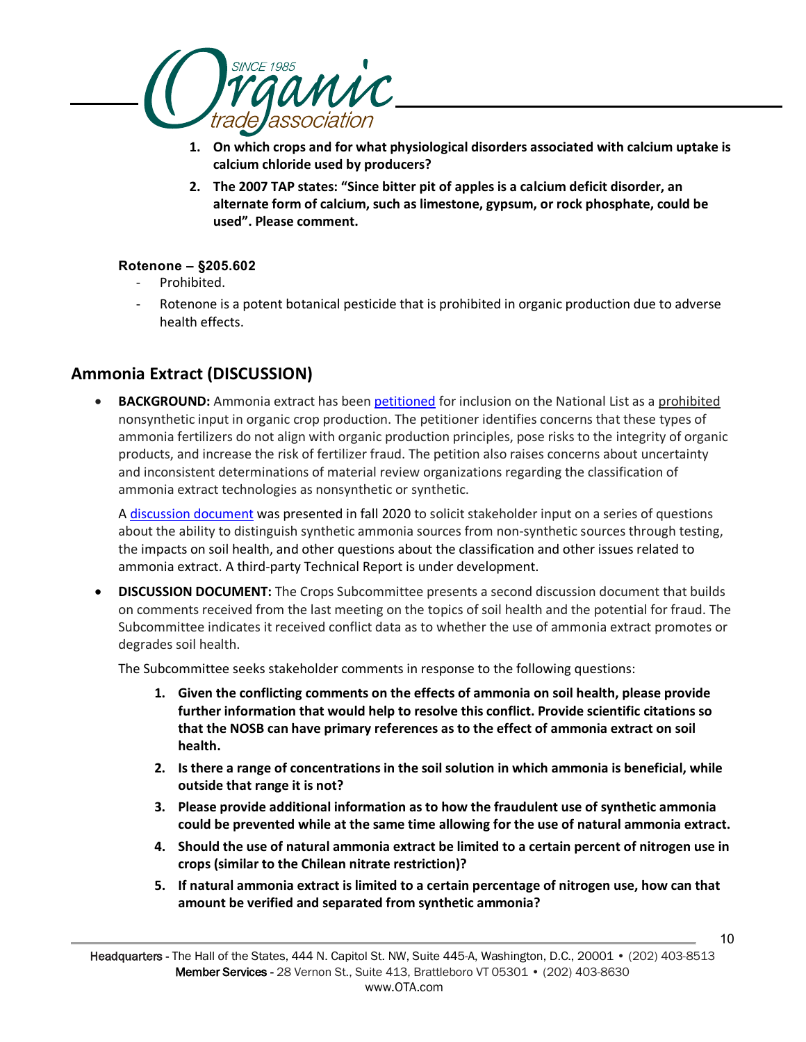1. **On which crops and for what physiological disorders associated with calcium uptake is calcium chloride used by producers?**
2. **The 2007 TAP states: "Since bitter pit of apples is a calcium deficit disorder, an alternate form of calcium, such as limestone, gypsum, or rock phosphate, could be used". Please comment.**

**Rotenone – §205.602**

- Prohibited.
- Rotenone is a potent botanical pesticide that is prohibited in organic production due to adverse health effects.

## Ammonia Extract (DISCUSSION)

- **BACKGROUND:** Ammonia extract has been petitioned for inclusion on the National List as a prohibited nonsynthetic input in organic crop production. The petitioner identifies concerns that these types of ammonia fertilizers do not align with organic production principles, pose risks to the integrity of organic products, and increase the risk of fertilizer fraud. The petition also raises concerns about uncertainty and inconsistent determinations of material review organizations regarding the classification of ammonia extract technologies as nonsynthetic or synthetic.

  A discussion document was presented in fall 2020 to solicit stakeholder input on a series of questions about the ability to distinguish synthetic ammonia sources from non-synthetic sources through testing, the impacts on soil health, and other questions about the classification and other issues related to ammonia extract. A third-party Technical Report is under development.

- **DISCUSSION DOCUMENT:** The Crops Subcommittee presents a second discussion document that builds on comments received from the last meeting on the topics of soil health and the potential for fraud. The Subcommittee indicates it received conflict data as to whether the use of ammonia extract promotes or degrades soil health.

  The Subcommittee seeks stakeholder comments in response to the following questions:

  1. **Given the conflicting comments on the effects of ammonia on soil health, please provide further information that would help to resolve this conflict. Provide scientific citations so that the NOSB can have primary references as to the effect of ammonia extract on soil health.**
  2. **Is there a range of concentrations in the soil solution in which ammonia is beneficial, while outside that range it is not?**
  3. **Please provide additional information as to how the fraudulent use of synthetic ammonia could be prevented while at the same time allowing for the use of natural ammonia extract.**
  4. **Should the use of natural ammonia extract be limited to a certain percent of nitrogen use in crops (similar to the Chilean nitrate restriction)?**
  5. **If natural ammonia extract is limited to a certain percentage of nitrogen use, how can that amount be verified and separated from synthetic ammonia?**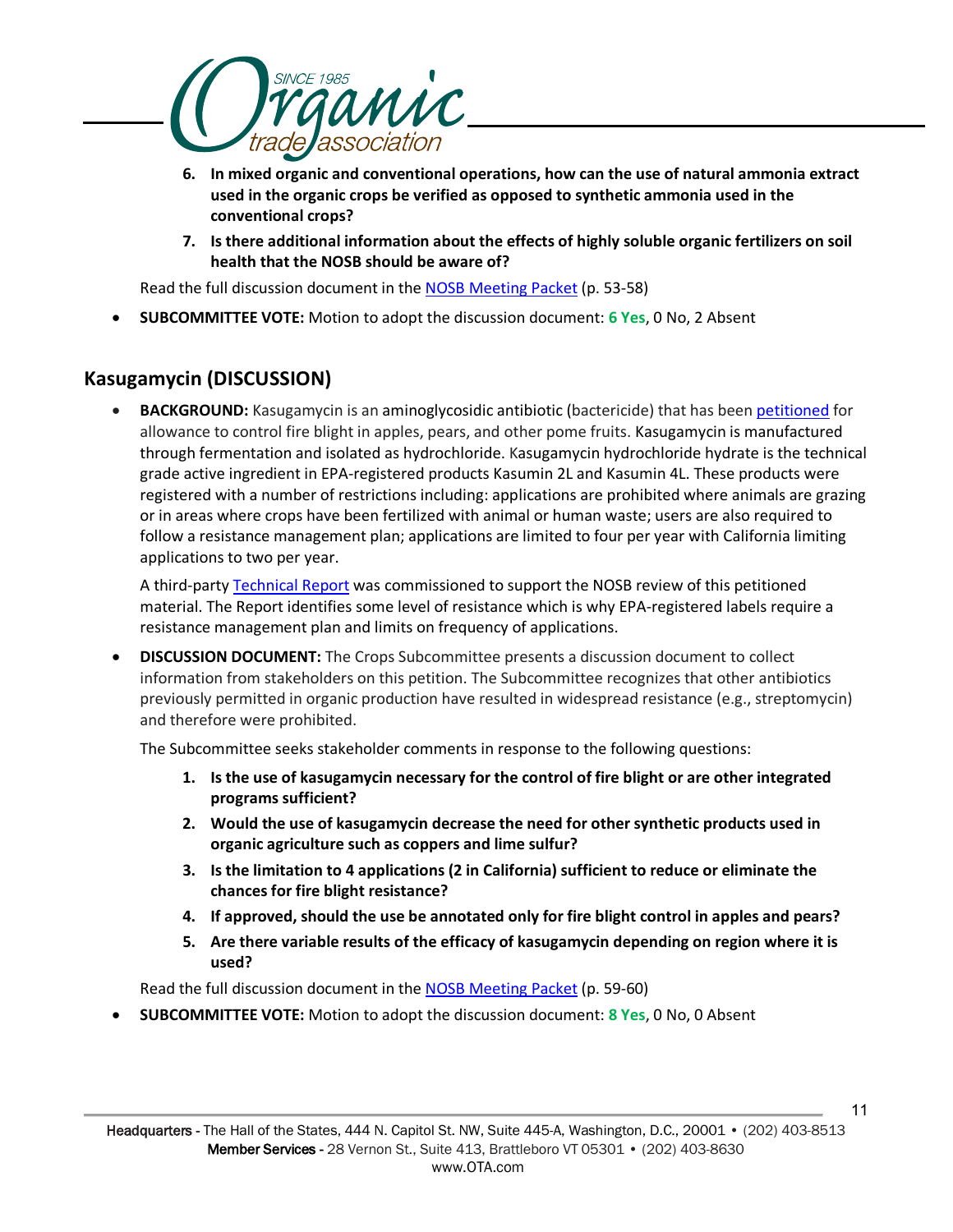6. **In mixed organic and conventional operations, how can the use of natural ammonia extract used in the organic crops be verified as opposed to synthetic ammonia used in the conventional crops?**
7. **Is there additional information about the effects of highly soluble organic fertilizers on soil health that the NOSB should be aware of?**

Read the full discussion document in the NOSB Meeting Packet (p. 53-58)

- **SUBCOMMITTEE VOTE:** Motion to adopt the discussion document: **6 Yes**, 0 No, 2 Absent

## Kasugamycin (DISCUSSION)

- **BACKGROUND:** Kasugamycin is an aminoglycosidic antibiotic (bactericide) that has been petitioned for allowance to control fire blight in apples, pears, and other pome fruits. Kasugamycin is manufactured through fermentation and isolated as hydrochloride. Kasugamycin hydrochloride hydrate is the technical grade active ingredient in EPA-registered products Kasumin 2L and Kasumin 4L. These products were registered with a number of restrictions including: applications are prohibited where animals are grazing or in areas where crops have been fertilized with animal or human waste; users are also required to follow a resistance management plan; applications are limited to four per year with California limiting applications to two per year.

  A third-party Technical Report was commissioned to support the NOSB review of this petitioned material. The Report identifies some level of resistance which is why EPA-registered labels require a resistance management plan and limits on frequency of applications.

- **DISCUSSION DOCUMENT:** The Crops Subcommittee presents a discussion document to collect information from stakeholders on this petition. The Subcommittee recognizes that other antibiotics previously permitted in organic production have resulted in widespread resistance (e.g., streptomycin) and therefore were prohibited.

  The Subcommittee seeks stakeholder comments in response to the following questions:

  1. **Is the use of kasugamycin necessary for the control of fire blight or are other integrated programs sufficient?**
  2. **Would the use of kasugamycin decrease the need for other synthetic products used in organic agriculture such as coppers and lime sulfur?**
  3. **Is the limitation to 4 applications (2 in California) sufficient to reduce or eliminate the chances for fire blight resistance?**
  4. **If approved, should the use be annotated only for fire blight control in apples and pears?**
  5. **Are there variable results of the efficacy of kasugamycin depending on region where it is used?**

  Read the full discussion document in the NOSB Meeting Packet (p. 59-60)

- **SUBCOMMITTEE VOTE:** Motion to adopt the discussion document: **8 Yes**, 0 No, 0 Absent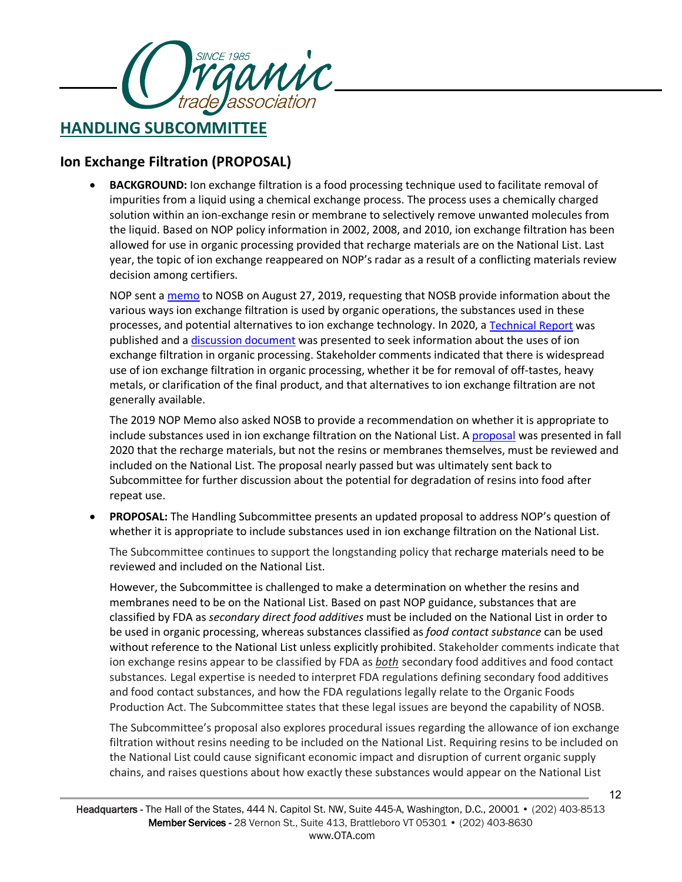## HANDLING SUBCOMMITTEE

### Ion Exchange Filtration (PROPOSAL)

- **BACKGROUND:** Ion exchange filtration is a food processing technique used to facilitate removal of impurities from a liquid using a chemical exchange process. The process uses a chemically charged solution within an ion-exchange resin or membrane to selectively remove unwanted molecules from the liquid. Based on NOP policy information in 2002, 2008, and 2010, ion exchange filtration has been allowed for use in organic processing provided that recharge materials are on the National List. Last year, the topic of ion exchange reappeared on NOP's radar as a result of a conflicting materials review decision among certifiers.

  NOP sent a memo to NOSB on August 27, 2019, requesting that NOSB provide information about the various ways ion exchange filtration is used by organic operations, the substances used in these processes, and potential alternatives to ion exchange technology. In 2020, a Technical Report was published and a discussion document was presented to seek information about the uses of ion exchange filtration in organic processing. Stakeholder comments indicated that there is widespread use of ion exchange filtration in organic processing, whether it be for removal of off-tastes, heavy metals, or clarification of the final product, and that alternatives to ion exchange filtration are not generally available.

  The 2019 NOP Memo also asked NOSB to provide a recommendation on whether it is appropriate to include substances used in ion exchange filtration on the National List. A proposal was presented in fall 2020 that the recharge materials, but not the resins or membranes themselves, must be reviewed and included on the National List. The proposal nearly passed but was ultimately sent back to Subcommittee for further discussion about the potential for degradation of resins into food after repeat use.

- **PROPOSAL:** The Handling Subcommittee presents an updated proposal to address NOP's question of whether it is appropriate to include substances used in ion exchange filtration on the National List.

  The Subcommittee continues to support the longstanding policy that recharge materials need to be reviewed and included on the National List.

  However, the Subcommittee is challenged to make a determination on whether the resins and membranes need to be on the National List. Based on past NOP guidance, substances that are classified by FDA as *secondary direct food additives* must be included on the National List in order to be used in organic processing, whereas substances classified as *food contact substance* can be used without reference to the National List unless explicitly prohibited. Stakeholder comments indicate that ion exchange resins appear to be classified by FDA as ***both*** secondary food additives and food contact substances. Legal expertise is needed to interpret FDA regulations defining secondary food additives and food contact substances, and how the FDA regulations legally relate to the Organic Foods Production Act. The Subcommittee states that these legal issues are beyond the capability of NOSB.

  The Subcommittee's proposal also explores procedural issues regarding the allowance of ion exchange filtration without resins needing to be included on the National List. Requiring resins to be included on the National List could cause significant economic impact and disruption of current organic supply chains, and raises questions about how exactly these substances would appear on the National List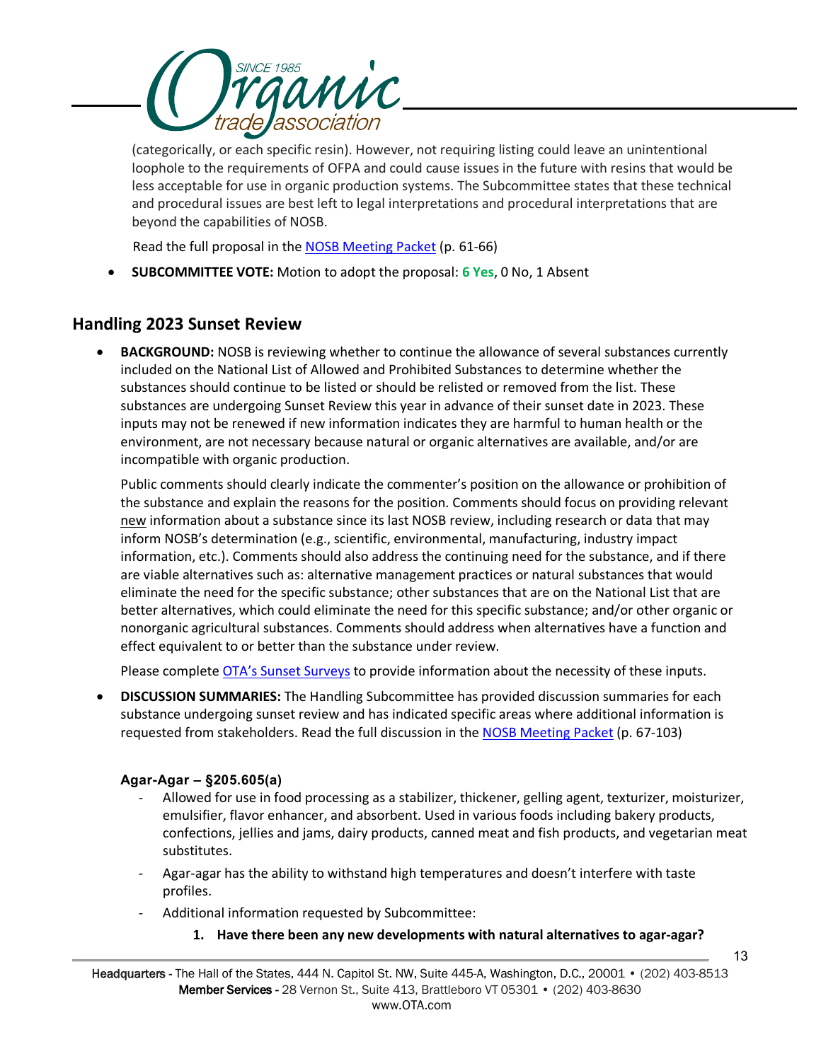(categorically, or each specific resin). However, not requiring listing could leave an unintentional loophole to the requirements of OFPA and could cause issues in the future with resins that would be less acceptable for use in organic production systems. The Subcommittee states that these technical and procedural issues are best left to legal interpretations and procedural interpretations that are beyond the capabilities of NOSB.

Read the full proposal in the NOSB Meeting Packet (p. 61-66)

- **SUBCOMMITTEE VOTE:** Motion to adopt the proposal: **6 Yes**, 0 No, 1 Absent

## Handling 2023 Sunset Review

- **BACKGROUND:** NOSB is reviewing whether to continue the allowance of several substances currently included on the National List of Allowed and Prohibited Substances to determine whether the substances should continue to be listed or should be relisted or removed from the list. These substances are undergoing Sunset Review this year in advance of their sunset date in 2023. These inputs may not be renewed if new information indicates they are harmful to human health or the environment, are not necessary because natural or organic alternatives are available, and/or are incompatible with organic production.

  Public comments should clearly indicate the commenter's position on the allowance or prohibition of the substance and explain the reasons for the position. Comments should focus on providing relevant new information about a substance since its last NOSB review, including research or data that may inform NOSB's determination (e.g., scientific, environmental, manufacturing, industry impact information, etc.). Comments should also address the continuing need for the substance, and if there are viable alternatives such as: alternative management practices or natural substances that would eliminate the need for the specific substance; other substances that are on the National List that are better alternatives, which could eliminate the need for this specific substance; and/or other organic or nonorganic agricultural substances. Comments should address when alternatives have a function and effect equivalent to or better than the substance under review.

  Please complete OTA's Sunset Surveys to provide information about the necessity of these inputs.

- **DISCUSSION SUMMARIES:** The Handling Subcommittee has provided discussion summaries for each substance undergoing sunset review and has indicated specific areas where additional information is requested from stakeholders. Read the full discussion in the NOSB Meeting Packet (p. 67-103)

### Agar-Agar – §205.605(a)

- Allowed for use in food processing as a stabilizer, thickener, gelling agent, texturizer, moisturizer, emulsifier, flavor enhancer, and absorbent. Used in various foods including bakery products, confections, jellies and jams, dairy products, canned meat and fish products, and vegetarian meat substitutes.
- Agar-agar has the ability to withstand high temperatures and doesn't interfere with taste profiles.
- Additional information requested by Subcommittee:
  1. **Have there been any new developments with natural alternatives to agar-agar?**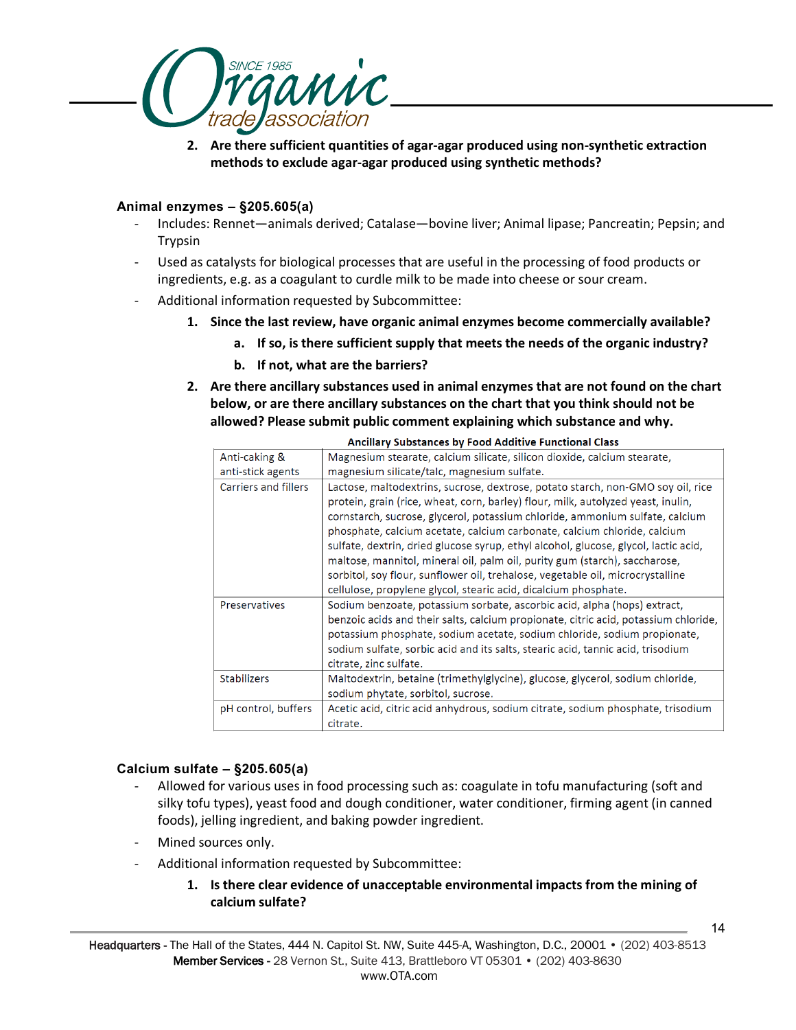2. **Are there sufficient quantities of agar-agar produced using non-synthetic extraction methods to exclude agar-agar produced using synthetic methods?**

**Animal enzymes – §205.605(a)**

- Includes: Rennet—animals derived; Catalase—bovine liver; Animal lipase; Pancreatin; Pepsin; and Trypsin
- Used as catalysts for biological processes that are useful in the processing of food products or ingredients, e.g. as a coagulant to curdle milk to be made into cheese or sour cream.
- Additional information requested by Subcommittee:
  1. **Since the last review, have organic animal enzymes become commercially available?**
     a. **If so, is there sufficient supply that meets the needs of the organic industry?**
     b. **If not, what are the barriers?**
  2. **Are there ancillary substances used in animal enzymes that are not found on the chart below, or are there ancillary substances on the chart that you think should not be allowed? Please submit public comment explaining which substance and why.**

**Ancillary Substances by Food Additive Functional Class**

| | |
|---|---|
| Anti-caking & anti-stick agents | Magnesium stearate, calcium silicate, silicon dioxide, calcium stearate, magnesium silicate/talc, magnesium sulfate. |
| Carriers and fillers | Lactose, maltodextrins, sucrose, dextrose, potato starch, non-GMO soy oil, rice protein, grain (rice, wheat, corn, barley) flour, milk, autolyzed yeast, inulin, cornstarch, sucrose, glycerol, potassium chloride, ammonium sulfate, calcium phosphate, calcium acetate, calcium carbonate, calcium chloride, calcium sulfate, dextrin, dried glucose syrup, ethyl alcohol, glucose, glycol, lactic acid, maltose, mannitol, mineral oil, palm oil, purity gum (starch), saccharose, sorbitol, soy flour, sunflower oil, trehalose, vegetable oil, microcrystalline cellulose, propylene glycol, stearic acid, dicalcium phosphate. |
| Preservatives | Sodium benzoate, potassium sorbate, ascorbic acid, alpha (hops) extract, benzoic acids and their salts, calcium propionate, citric acid, potassium chloride, potassium phosphate, sodium acetate, sodium chloride, sodium propionate, sodium sulfate, sorbic acid and its salts, stearic acid, tannic acid, trisodium citrate, zinc sulfate. |
| Stabilizers | Maltodextrin, betaine (trimethylglycine), glucose, glycerol, sodium chloride, sodium phytate, sorbitol, sucrose. |
| pH control, buffers | Acetic acid, citric acid anhydrous, sodium citrate, sodium phosphate, trisodium citrate. |

**Calcium sulfate – §205.605(a)**

- Allowed for various uses in food processing such as: coagulate in tofu manufacturing (soft and silky tofu types), yeast food and dough conditioner, water conditioner, firming agent (in canned foods), jelling ingredient, and baking powder ingredient.
- Mined sources only.
- Additional information requested by Subcommittee:
  1. **Is there clear evidence of unacceptable environmental impacts from the mining of calcium sulfate?**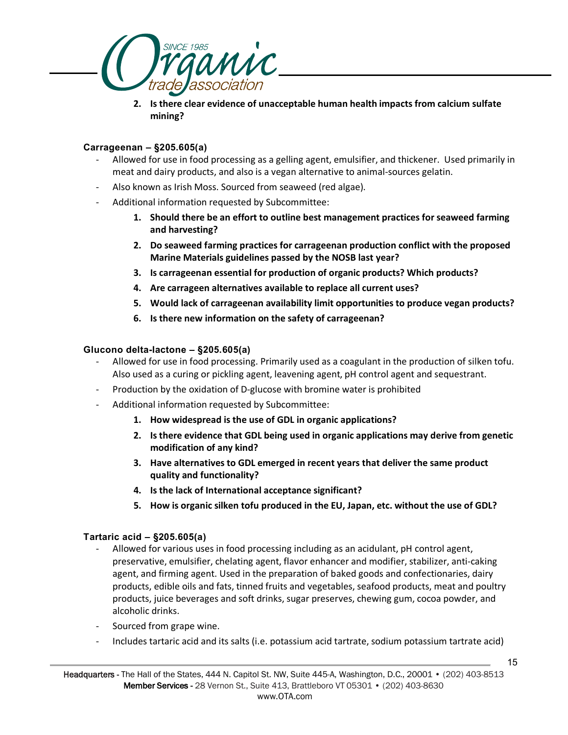2. **Is there clear evidence of unacceptable human health impacts from calcium sulfate mining?**

### Carrageenan – §205.605(a)

- Allowed for use in food processing as a gelling agent, emulsifier, and thickener. Used primarily in meat and dairy products, and also is a vegan alternative to animal-sources gelatin.
- Also known as Irish Moss. Sourced from seaweed (red algae).
- Additional information requested by Subcommittee:
  1. **Should there be an effort to outline best management practices for seaweed farming and harvesting?**
  2. **Do seaweed farming practices for carrageenan production conflict with the proposed Marine Materials guidelines passed by the NOSB last year?**
  3. **Is carrageenan essential for production of organic products? Which products?**
  4. **Are carrageen alternatives available to replace all current uses?**
  5. **Would lack of carrageenan availability limit opportunities to produce vegan products?**
  6. **Is there new information on the safety of carrageenan?**

### Glucono delta-lactone – §205.605(a)

- Allowed for use in food processing. Primarily used as a coagulant in the production of silken tofu. Also used as a curing or pickling agent, leavening agent, pH control agent and sequestrant.
- Production by the oxidation of D-glucose with bromine water is prohibited
- Additional information requested by Subcommittee:
  1. **How widespread is the use of GDL in organic applications?**
  2. **Is there evidence that GDL being used in organic applications may derive from genetic modification of any kind?**
  3. **Have alternatives to GDL emerged in recent years that deliver the same product quality and functionality?**
  4. **Is the lack of International acceptance significant?**
  5. **How is organic silken tofu produced in the EU, Japan, etc. without the use of GDL?**

### Tartaric acid – §205.605(a)

- Allowed for various uses in food processing including as an acidulant, pH control agent, preservative, emulsifier, chelating agent, flavor enhancer and modifier, stabilizer, anti-caking agent, and firming agent. Used in the preparation of baked goods and confectionaries, dairy products, edible oils and fats, tinned fruits and vegetables, seafood products, meat and poultry products, juice beverages and soft drinks, sugar preserves, chewing gum, cocoa powder, and alcoholic drinks.
- Sourced from grape wine.
- Includes tartaric acid and its salts (i.e. potassium acid tartrate, sodium potassium tartrate acid)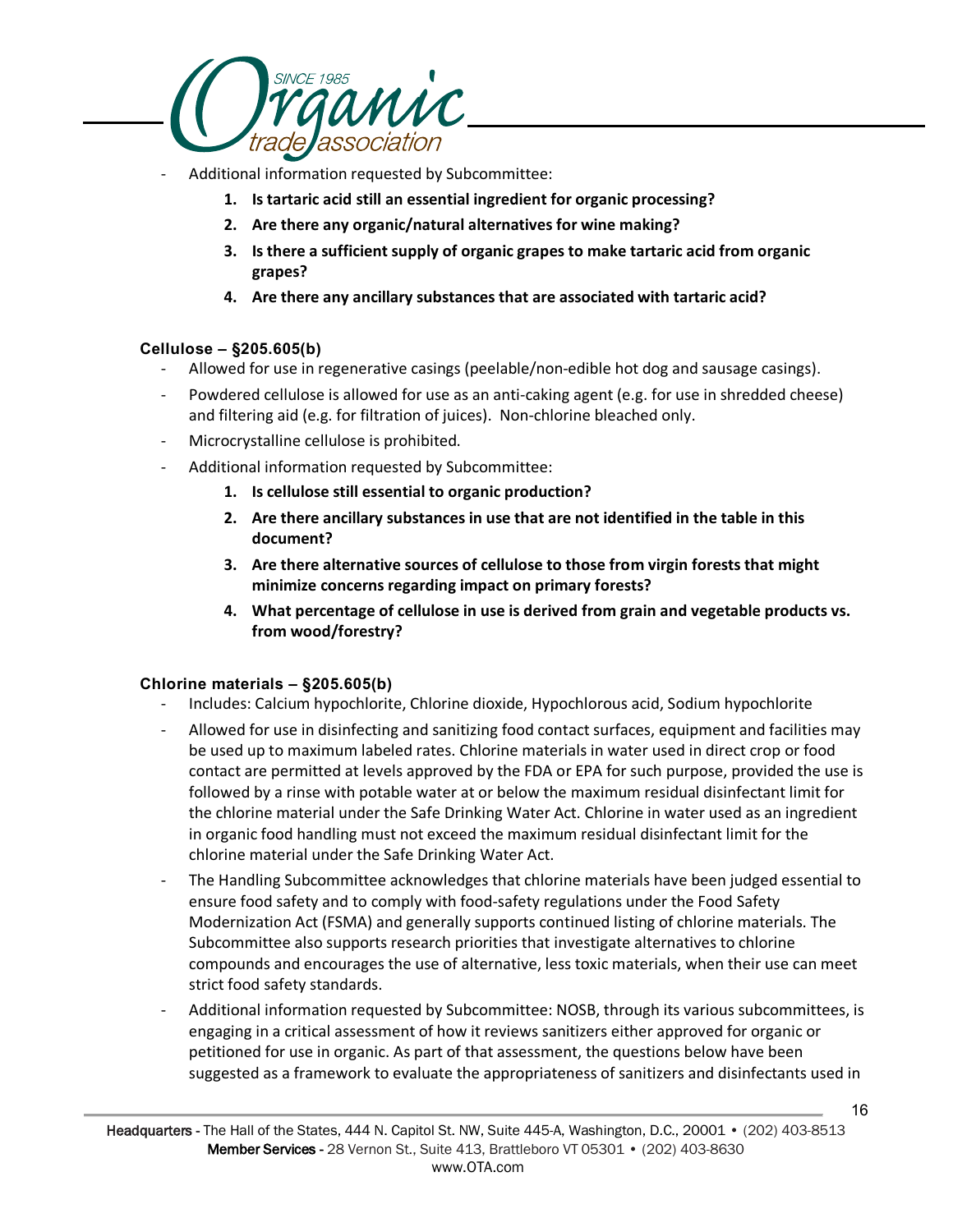- Additional information requested by Subcommittee:
    1. **Is tartaric acid still an essential ingredient for organic processing?**
    2. **Are there any organic/natural alternatives for wine making?**
    3. **Is there a sufficient supply of organic grapes to make tartaric acid from organic grapes?**
    4. **Are there any ancillary substances that are associated with tartaric acid?**

**Cellulose – §205.605(b)**

- Allowed for use in regenerative casings (peelable/non-edible hot dog and sausage casings).
- Powdered cellulose is allowed for use as an anti-caking agent (e.g. for use in shredded cheese) and filtering aid (e.g. for filtration of juices). Non-chlorine bleached only.
- Microcrystalline cellulose is prohibited.
- Additional information requested by Subcommittee:
    1. **Is cellulose still essential to organic production?**
    2. **Are there ancillary substances in use that are not identified in the table in this document?**
    3. **Are there alternative sources of cellulose to those from virgin forests that might minimize concerns regarding impact on primary forests?**
    4. **What percentage of cellulose in use is derived from grain and vegetable products vs. from wood/forestry?**

**Chlorine materials – §205.605(b)**

- Includes: Calcium hypochlorite, Chlorine dioxide, Hypochlorous acid, Sodium hypochlorite
- Allowed for use in disinfecting and sanitizing food contact surfaces, equipment and facilities may be used up to maximum labeled rates. Chlorine materials in water used in direct crop or food contact are permitted at levels approved by the FDA or EPA for such purpose, provided the use is followed by a rinse with potable water at or below the maximum residual disinfectant limit for the chlorine material under the Safe Drinking Water Act. Chlorine in water used as an ingredient in organic food handling must not exceed the maximum residual disinfectant limit for the chlorine material under the Safe Drinking Water Act.
- The Handling Subcommittee acknowledges that chlorine materials have been judged essential to ensure food safety and to comply with food-safety regulations under the Food Safety Modernization Act (FSMA) and generally supports continued listing of chlorine materials. The Subcommittee also supports research priorities that investigate alternatives to chlorine compounds and encourages the use of alternative, less toxic materials, when their use can meet strict food safety standards.
- Additional information requested by Subcommittee: NOSB, through its various subcommittees, is engaging in a critical assessment of how it reviews sanitizers either approved for organic or petitioned for use in organic. As part of that assessment, the questions below have been suggested as a framework to evaluate the appropriateness of sanitizers and disinfectants used in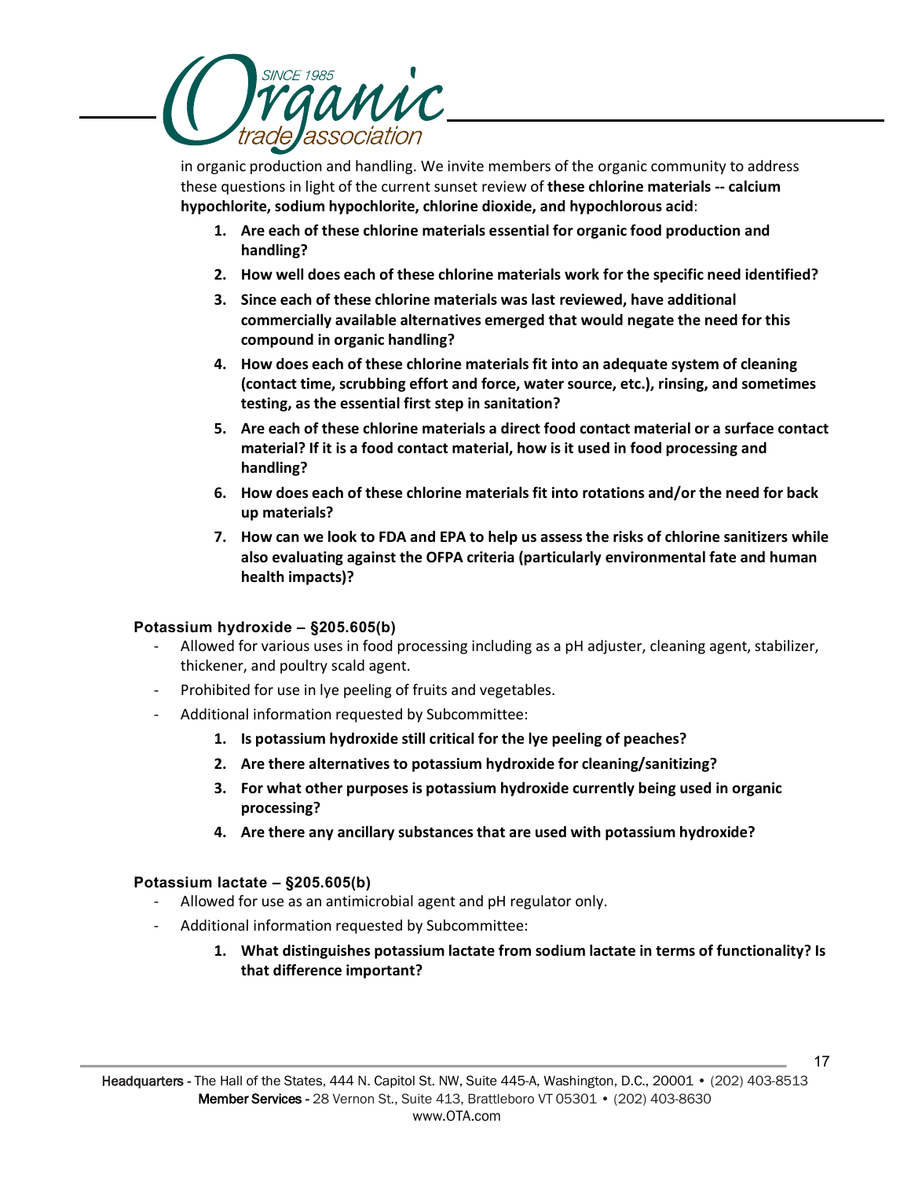in organic production and handling. We invite members of the organic community to address these questions in light of the current sunset review of **these chlorine materials -- calcium hypochlorite, sodium hypochlorite, chlorine dioxide, and hypochlorous acid**:

1. **Are each of these chlorine materials essential for organic food production and handling?**
2. **How well does each of these chlorine materials work for the specific need identified?**
3. **Since each of these chlorine materials was last reviewed, have additional commercially available alternatives emerged that would negate the need for this compound in organic handling?**
4. **How does each of these chlorine materials fit into an adequate system of cleaning (contact time, scrubbing effort and force, water source, etc.), rinsing, and sometimes testing, as the essential first step in sanitation?**
5. **Are each of these chlorine materials a direct food contact material or a surface contact material? If it is a food contact material, how is it used in food processing and handling?**
6. **How does each of these chlorine materials fit into rotations and/or the need for back up materials?**
7. **How can we look to FDA and EPA to help us assess the risks of chlorine sanitizers while also evaluating against the OFPA criteria (particularly environmental fate and human health impacts)?**

### Potassium hydroxide – §205.605(b)

- Allowed for various uses in food processing including as a pH adjuster, cleaning agent, stabilizer, thickener, and poultry scald agent.
- Prohibited for use in lye peeling of fruits and vegetables.
- Additional information requested by Subcommittee:
    1. **Is potassium hydroxide still critical for the lye peeling of peaches?**
    2. **Are there alternatives to potassium hydroxide for cleaning/sanitizing?**
    3. **For what other purposes is potassium hydroxide currently being used in organic processing?**
    4. **Are there any ancillary substances that are used with potassium hydroxide?**

### Potassium lactate – §205.605(b)

- Allowed for use as an antimicrobial agent and pH regulator only.
- Additional information requested by Subcommittee:
    1. **What distinguishes potassium lactate from sodium lactate in terms of functionality? Is that difference important?**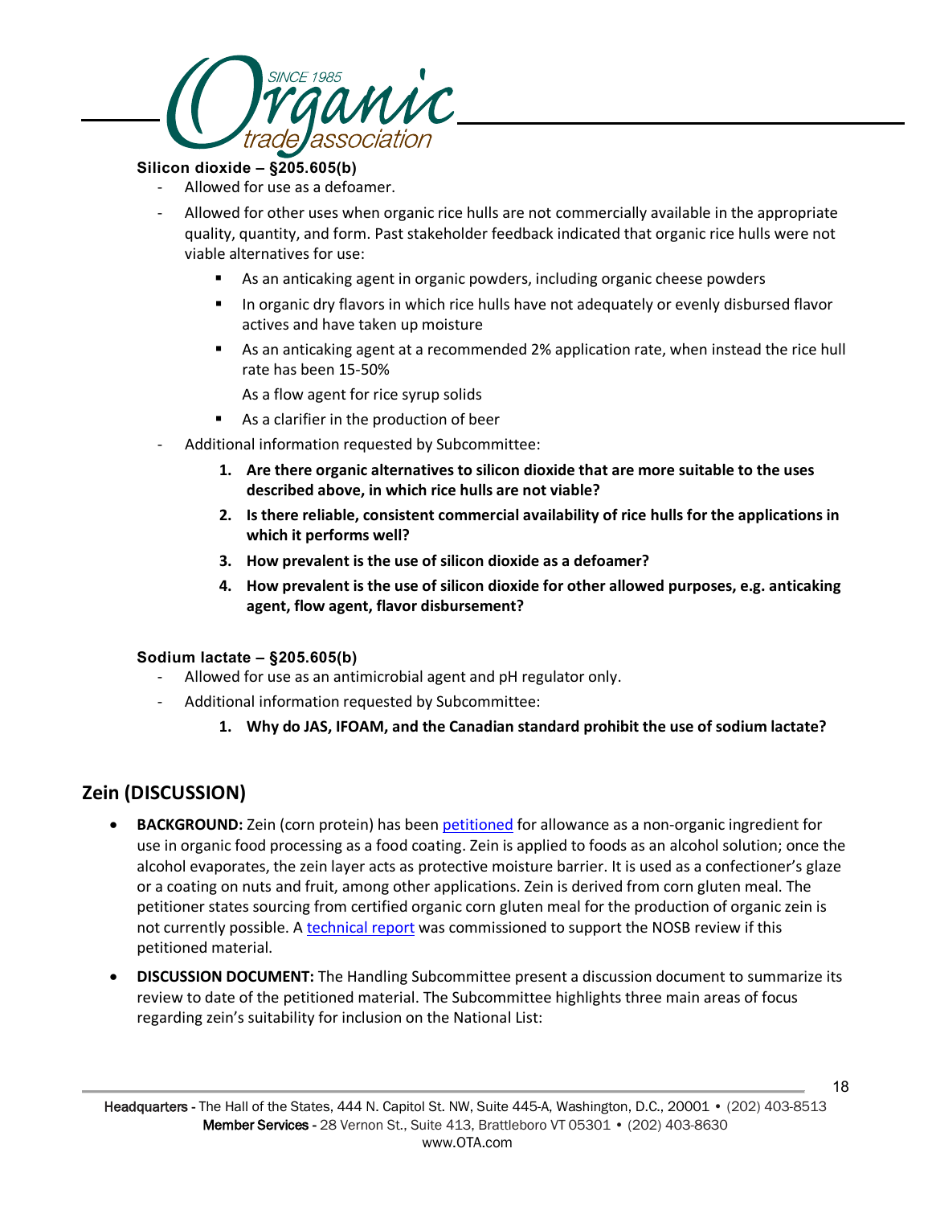**Silicon dioxide – §205.605(b)**

- Allowed for use as a defoamer.
- Allowed for other uses when organic rice hulls are not commercially available in the appropriate quality, quantity, and form. Past stakeholder feedback indicated that organic rice hulls were not viable alternatives for use:
  - As an anticaking agent in organic powders, including organic cheese powders
  - In organic dry flavors in which rice hulls have not adequately or evenly disbursed flavor actives and have taken up moisture
  - As an anticaking agent at a recommended 2% application rate, when instead the rice hull rate has been 15-50%

    As a flow agent for rice syrup solids
  - As a clarifier in the production of beer
- Additional information requested by Subcommittee:
  1. **Are there organic alternatives to silicon dioxide that are more suitable to the uses described above, in which rice hulls are not viable?**
  2. **Is there reliable, consistent commercial availability of rice hulls for the applications in which it performs well?**
  3. **How prevalent is the use of silicon dioxide as a defoamer?**
  4. **How prevalent is the use of silicon dioxide for other allowed purposes, e.g. anticaking agent, flow agent, flavor disbursement?**

**Sodium lactate – §205.605(b)**

- Allowed for use as an antimicrobial agent and pH regulator only.
- Additional information requested by Subcommittee:
  1. **Why do JAS, IFOAM, and the Canadian standard prohibit the use of sodium lactate?**

## Zein (DISCUSSION)

- **BACKGROUND:** Zein (corn protein) has been petitioned for allowance as a non-organic ingredient for use in organic food processing as a food coating. Zein is applied to foods as an alcohol solution; once the alcohol evaporates, the zein layer acts as protective moisture barrier. It is used as a confectioner's glaze or a coating on nuts and fruit, among other applications. Zein is derived from corn gluten meal. The petitioner states sourcing from certified organic corn gluten meal for the production of organic zein is not currently possible. A technical report was commissioned to support the NOSB review if this petitioned material.
- **DISCUSSION DOCUMENT:** The Handling Subcommittee present a discussion document to summarize its review to date of the petitioned material. The Subcommittee highlights three main areas of focus regarding zein's suitability for inclusion on the National List: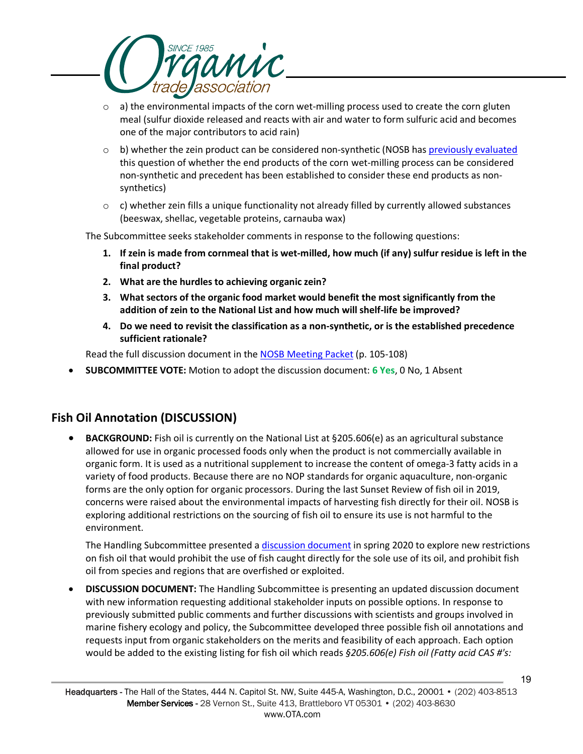- a) the environmental impacts of the corn wet-milling process used to create the corn gluten meal (sulfur dioxide released and reacts with air and water to form sulfuric acid and becomes one of the major contributors to acid rain)
- b) whether the zein product can be considered non-synthetic (NOSB has previously evaluated this question of whether the end products of the corn wet-milling process can be considered non-synthetic and precedent has been established to consider these end products as non-synthetics)
- c) whether zein fills a unique functionality not already filled by currently allowed substances (beeswax, shellac, vegetable proteins, carnauba wax)

The Subcommittee seeks stakeholder comments in response to the following questions:

1. **If zein is made from cornmeal that is wet-milled, how much (if any) sulfur residue is left in the final product?**
2. **What are the hurdles to achieving organic zein?**
3. **What sectors of the organic food market would benefit the most significantly from the addition of zein to the National List and how much will shelf-life be improved?**
4. **Do we need to revisit the classification as a non-synthetic, or is the established precedence sufficient rationale?**

Read the full discussion document in the NOSB Meeting Packet (p. 105-108)

- **SUBCOMMITTEE VOTE:** Motion to adopt the discussion document: **6 Yes**, 0 No, 1 Absent

## Fish Oil Annotation (DISCUSSION)

- **BACKGROUND:** Fish oil is currently on the National List at §205.606(e) as an agricultural substance allowed for use in organic processed foods only when the product is not commercially available in organic form. It is used as a nutritional supplement to increase the content of omega-3 fatty acids in a variety of food products. Because there are no NOP standards for organic aquaculture, non-organic forms are the only option for organic processors. During the last Sunset Review of fish oil in 2019, concerns were raised about the environmental impacts of harvesting fish directly for their oil. NOSB is exploring additional restrictions on the sourcing of fish oil to ensure its use is not harmful to the environment.

  The Handling Subcommittee presented a discussion document in spring 2020 to explore new restrictions on fish oil that would prohibit the use of fish caught directly for the sole use of its oil, and prohibit fish oil from species and regions that are overfished or exploited.

- **DISCUSSION DOCUMENT:** The Handling Subcommittee is presenting an updated discussion document with new information requesting additional stakeholder inputs on possible options. In response to previously submitted public comments and further discussions with scientists and groups involved in marine fishery ecology and policy, the Subcommittee developed three possible fish oil annotations and requests input from organic stakeholders on the merits and feasibility of each approach. Each option would be added to the existing listing for fish oil which reads *§205.606(e) Fish oil (Fatty acid CAS #'s:*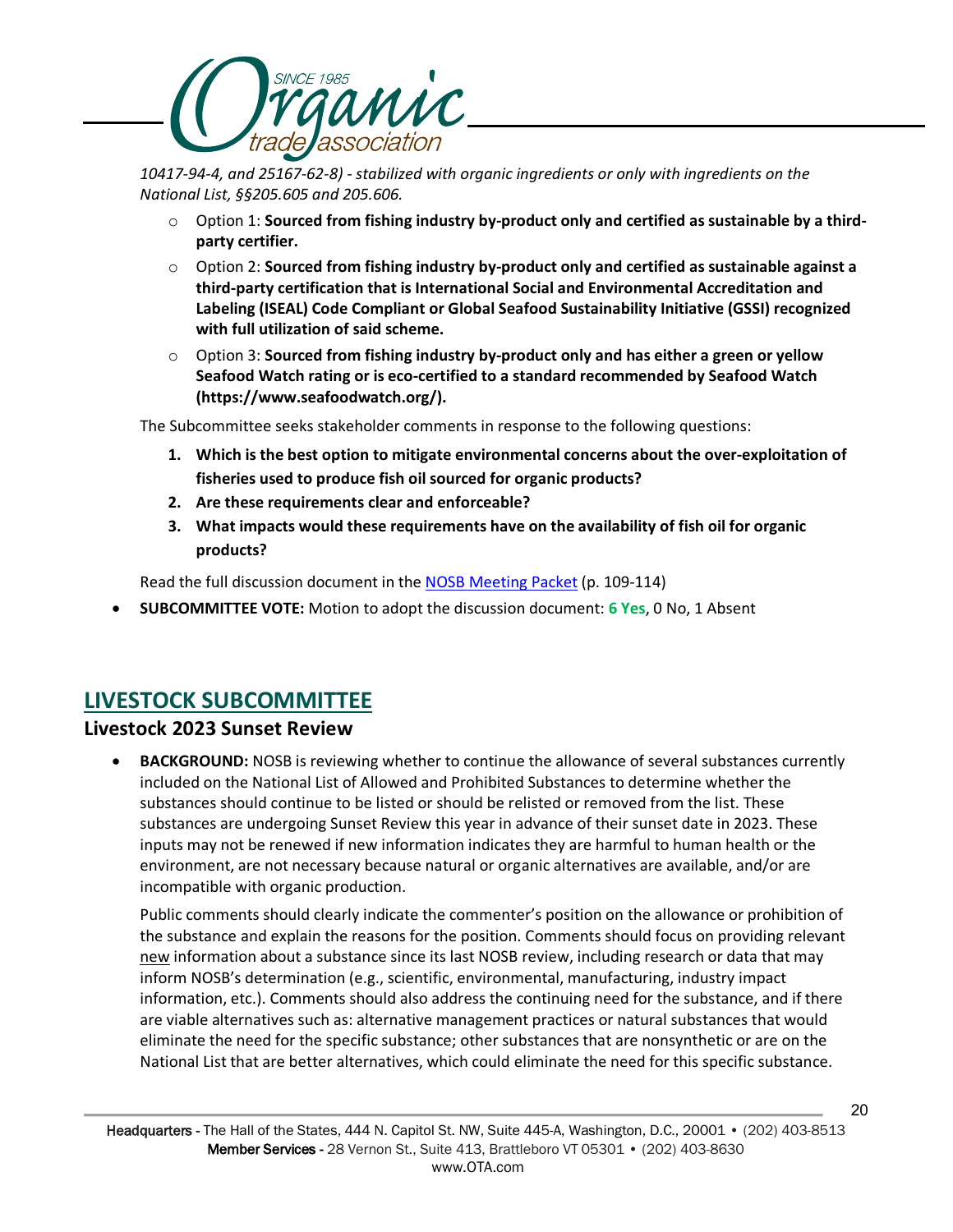*10417-94-4, and 25167-62-8) - stabilized with organic ingredients or only with ingredients on the National List, §§205.605 and 205.606.*

- Option 1: **Sourced from fishing industry by-product only and certified as sustainable by a third-party certifier.**
- Option 2: **Sourced from fishing industry by-product only and certified as sustainable against a third-party certification that is International Social and Environmental Accreditation and Labeling (ISEAL) Code Compliant or Global Seafood Sustainability Initiative (GSSI) recognized with full utilization of said scheme.**
- Option 3: **Sourced from fishing industry by-product only and has either a green or yellow Seafood Watch rating or is eco-certified to a standard recommended by Seafood Watch (https://www.seafoodwatch.org/).**

The Subcommittee seeks stakeholder comments in response to the following questions:

1. **Which is the best option to mitigate environmental concerns about the over-exploitation of fisheries used to produce fish oil sourced for organic products?**
2. **Are these requirements clear and enforceable?**
3. **What impacts would these requirements have on the availability of fish oil for organic products?**

Read the full discussion document in the NOSB Meeting Packet (p. 109-114)

- **SUBCOMMITTEE VOTE:** Motion to adopt the discussion document: **6 Yes**, 0 No, 1 Absent

## LIVESTOCK SUBCOMMITTEE

### Livestock 2023 Sunset Review

- **BACKGROUND:** NOSB is reviewing whether to continue the allowance of several substances currently included on the National List of Allowed and Prohibited Substances to determine whether the substances should continue to be listed or should be relisted or removed from the list. These substances are undergoing Sunset Review this year in advance of their sunset date in 2023. These inputs may not be renewed if new information indicates they are harmful to human health or the environment, are not necessary because natural or organic alternatives are available, and/or are incompatible with organic production.

  Public comments should clearly indicate the commenter's position on the allowance or prohibition of the substance and explain the reasons for the position. Comments should focus on providing relevant new information about a substance since its last NOSB review, including research or data that may inform NOSB's determination (e.g., scientific, environmental, manufacturing, industry impact information, etc.). Comments should also address the continuing need for the substance, and if there are viable alternatives such as: alternative management practices or natural substances that would eliminate the need for the specific substance; other substances that are nonsynthetic or are on the National List that are better alternatives, which could eliminate the need for this specific substance.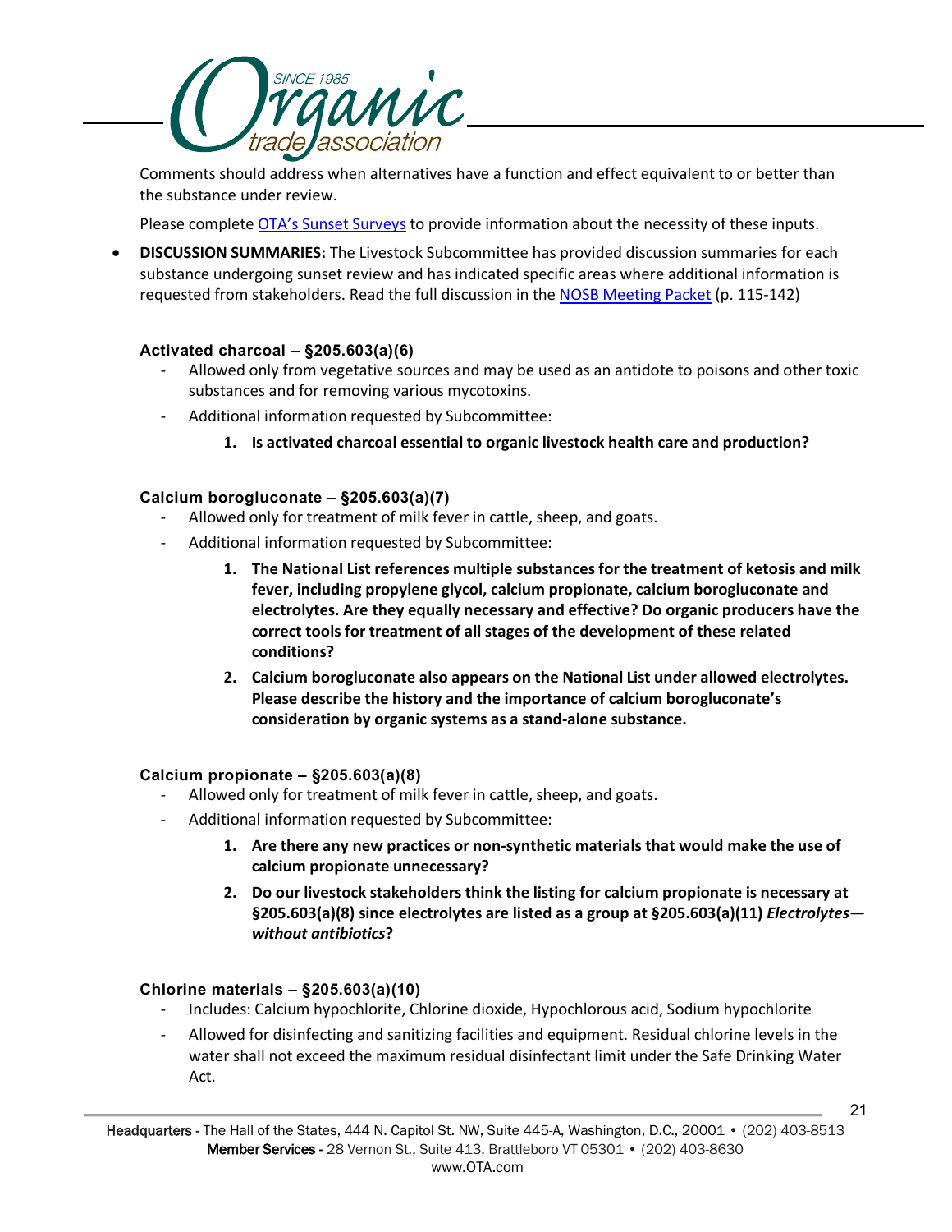Comments should address when alternatives have a function and effect equivalent to or better than the substance under review.

Please complete OTA's Sunset Surveys to provide information about the necessity of these inputs.

- **DISCUSSION SUMMARIES:** The Livestock Subcommittee has provided discussion summaries for each substance undergoing sunset review and has indicated specific areas where additional information is requested from stakeholders. Read the full discussion in the NOSB Meeting Packet (p. 115-142)

### Activated charcoal – §205.603(a)(6)

- Allowed only from vegetative sources and may be used as an antidote to poisons and other toxic substances and for removing various mycotoxins.
- Additional information requested by Subcommittee:
  1. **Is activated charcoal essential to organic livestock health care and production?**

### Calcium borogluconate – §205.603(a)(7)

- Allowed only for treatment of milk fever in cattle, sheep, and goats.
- Additional information requested by Subcommittee:
  1. **The National List references multiple substances for the treatment of ketosis and milk fever, including propylene glycol, calcium propionate, calcium borogluconate and electrolytes. Are they equally necessary and effective? Do organic producers have the correct tools for treatment of all stages of the development of these related conditions?**
  2. **Calcium borogluconate also appears on the National List under allowed electrolytes. Please describe the history and the importance of calcium borogluconate's consideration by organic systems as a stand-alone substance.**

### Calcium propionate – §205.603(a)(8)

- Allowed only for treatment of milk fever in cattle, sheep, and goats.
- Additional information requested by Subcommittee:
  1. **Are there any new practices or non-synthetic materials that would make the use of calcium propionate unnecessary?**
  2. **Do our livestock stakeholders think the listing for calcium propionate is necessary at §205.603(a)(8) since electrolytes are listed as a group at §205.603(a)(11) *Electrolytes—without antibiotics*?**

### Chlorine materials – §205.603(a)(10)

- Includes: Calcium hypochlorite, Chlorine dioxide, Hypochlorous acid, Sodium hypochlorite
- Allowed for disinfecting and sanitizing facilities and equipment. Residual chlorine levels in the water shall not exceed the maximum residual disinfectant limit under the Safe Drinking Water Act.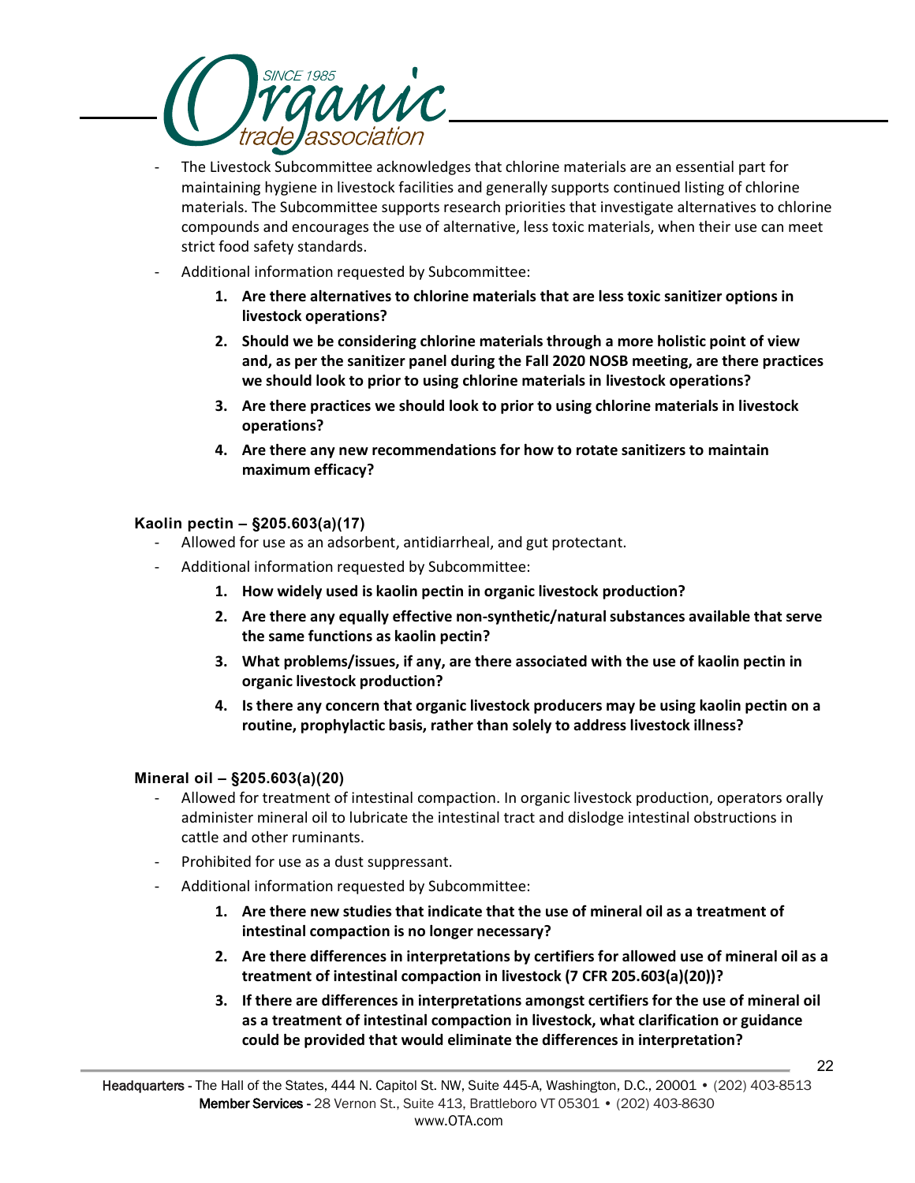- The Livestock Subcommittee acknowledges that chlorine materials are an essential part for maintaining hygiene in livestock facilities and generally supports continued listing of chlorine materials. The Subcommittee supports research priorities that investigate alternatives to chlorine compounds and encourages the use of alternative, less toxic materials, when their use can meet strict food safety standards.
- Additional information requested by Subcommittee:
  1. **Are there alternatives to chlorine materials that are less toxic sanitizer options in livestock operations?**
  2. **Should we be considering chlorine materials through a more holistic point of view and, as per the sanitizer panel during the Fall 2020 NOSB meeting, are there practices we should look to prior to using chlorine materials in livestock operations?**
  3. **Are there practices we should look to prior to using chlorine materials in livestock operations?**
  4. **Are there any new recommendations for how to rotate sanitizers to maintain maximum efficacy?**

**Kaolin pectin – §205.603(a)(17)**

- Allowed for use as an adsorbent, antidiarrheal, and gut protectant.
- Additional information requested by Subcommittee:
  1. **How widely used is kaolin pectin in organic livestock production?**
  2. **Are there any equally effective non-synthetic/natural substances available that serve the same functions as kaolin pectin?**
  3. **What problems/issues, if any, are there associated with the use of kaolin pectin in organic livestock production?**
  4. **Is there any concern that organic livestock producers may be using kaolin pectin on a routine, prophylactic basis, rather than solely to address livestock illness?**

**Mineral oil – §205.603(a)(20)**

- Allowed for treatment of intestinal compaction. In organic livestock production, operators orally administer mineral oil to lubricate the intestinal tract and dislodge intestinal obstructions in cattle and other ruminants.
- Prohibited for use as a dust suppressant.
- Additional information requested by Subcommittee:
  1. **Are there new studies that indicate that the use of mineral oil as a treatment of intestinal compaction is no longer necessary?**
  2. **Are there differences in interpretations by certifiers for allowed use of mineral oil as a treatment of intestinal compaction in livestock (7 CFR 205.603(a)(20))?**
  3. **If there are differences in interpretations amongst certifiers for the use of mineral oil as a treatment of intestinal compaction in livestock, what clarification or guidance could be provided that would eliminate the differences in interpretation?**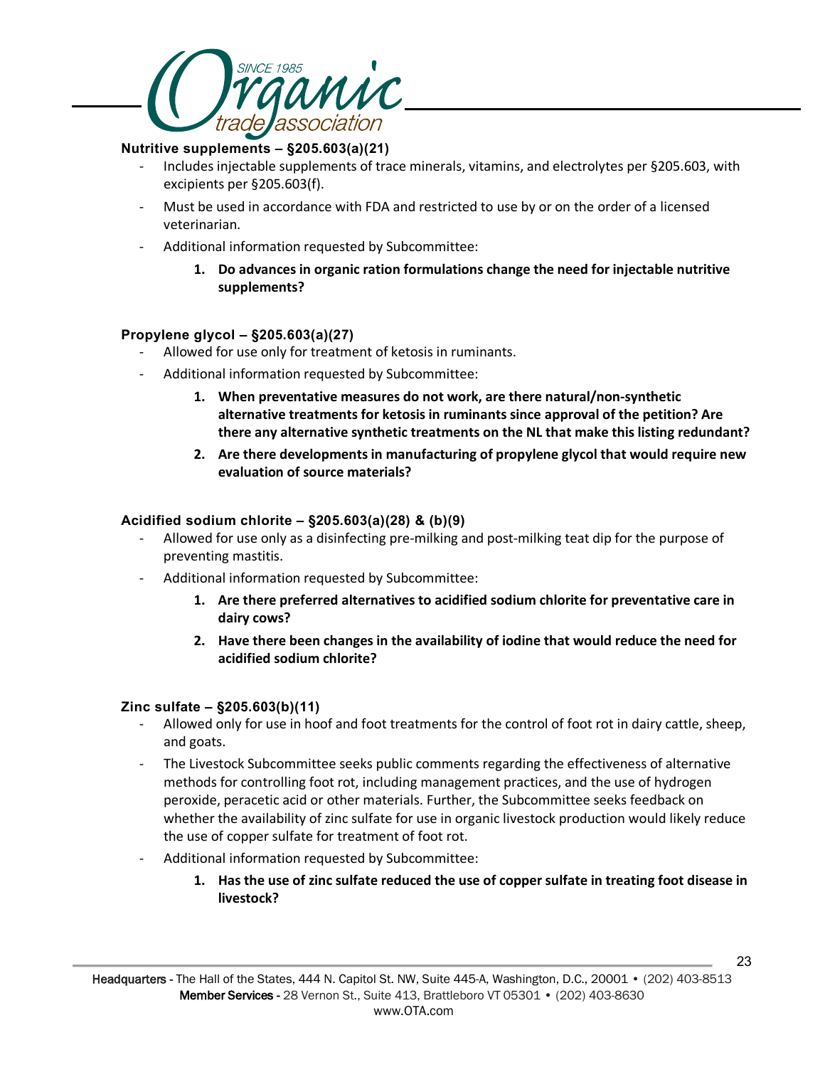**Nutritive supplements – §205.603(a)(21)**

- Includes injectable supplements of trace minerals, vitamins, and electrolytes per §205.603, with excipients per §205.603(f).
- Must be used in accordance with FDA and restricted to use by or on the order of a licensed veterinarian.
- Additional information requested by Subcommittee:
    1. **Do advances in organic ration formulations change the need for injectable nutritive supplements?**

**Propylene glycol – §205.603(a)(27)**

- Allowed for use only for treatment of ketosis in ruminants.
- Additional information requested by Subcommittee:
    1. **When preventative measures do not work, are there natural/non-synthetic alternative treatments for ketosis in ruminants since approval of the petition? Are there any alternative synthetic treatments on the NL that make this listing redundant?**
    2. **Are there developments in manufacturing of propylene glycol that would require new evaluation of source materials?**

**Acidified sodium chlorite – §205.603(a)(28) & (b)(9)**

- Allowed for use only as a disinfecting pre-milking and post-milking teat dip for the purpose of preventing mastitis.
- Additional information requested by Subcommittee:
    1. **Are there preferred alternatives to acidified sodium chlorite for preventative care in dairy cows?**
    2. **Have there been changes in the availability of iodine that would reduce the need for acidified sodium chlorite?**

**Zinc sulfate – §205.603(b)(11)**

- Allowed only for use in hoof and foot treatments for the control of foot rot in dairy cattle, sheep, and goats.
- The Livestock Subcommittee seeks public comments regarding the effectiveness of alternative methods for controlling foot rot, including management practices, and the use of hydrogen peroxide, peracetic acid or other materials. Further, the Subcommittee seeks feedback on whether the availability of zinc sulfate for use in organic livestock production would likely reduce the use of copper sulfate for treatment of foot rot.
- Additional information requested by Subcommittee:
    1. **Has the use of zinc sulfate reduced the use of copper sulfate in treating foot disease in livestock?**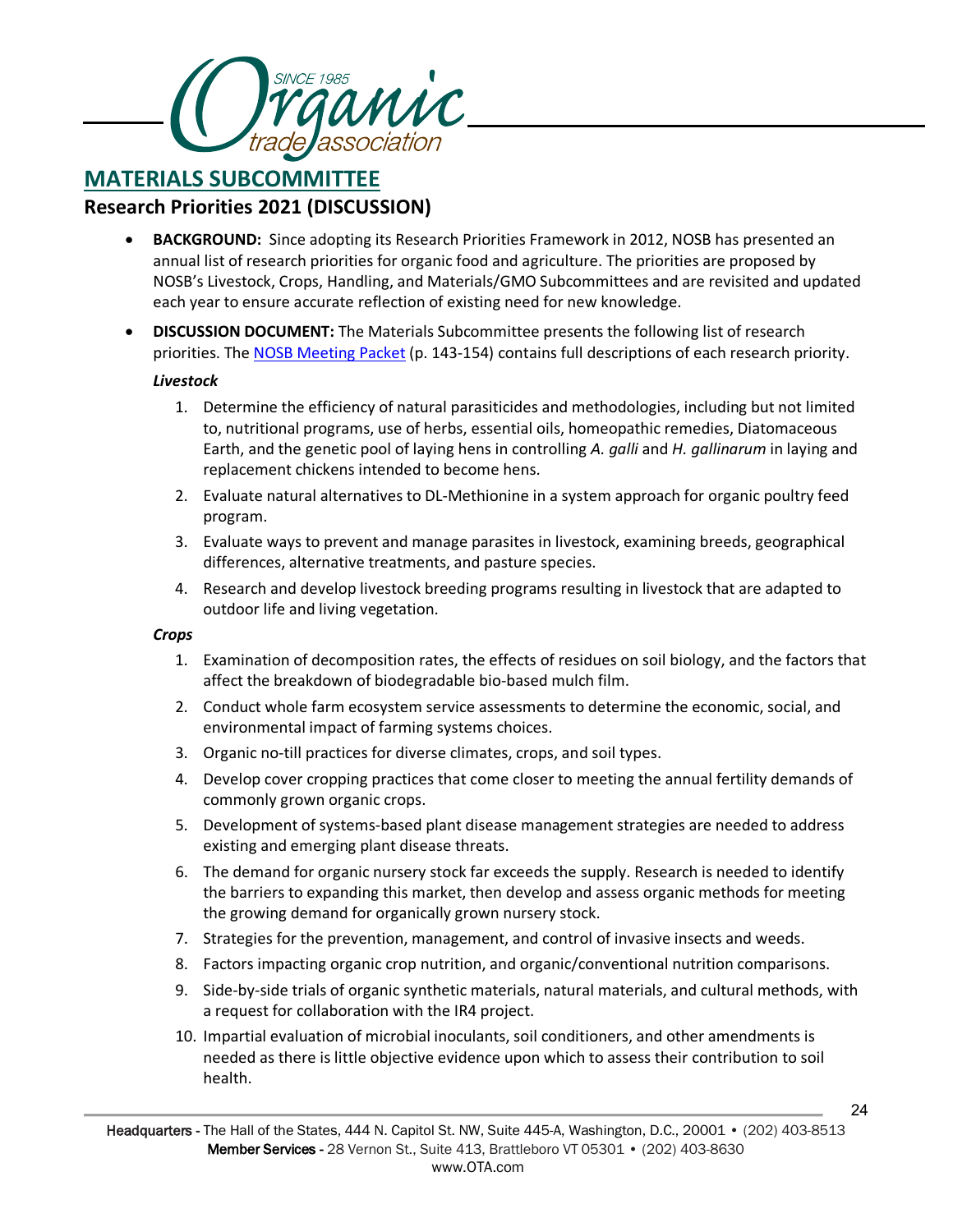## MATERIALS SUBCOMMITTEE

### Research Priorities 2021 (DISCUSSION)

- **BACKGROUND:** Since adopting its Research Priorities Framework in 2012, NOSB has presented an annual list of research priorities for organic food and agriculture. The priorities are proposed by NOSB's Livestock, Crops, Handling, and Materials/GMO Subcommittees and are revisited and updated each year to ensure accurate reflection of existing need for new knowledge.
- **DISCUSSION DOCUMENT:** The Materials Subcommittee presents the following list of research priorities. The NOSB Meeting Packet (p. 143-154) contains full descriptions of each research priority.

***Livestock***

1. Determine the efficiency of natural parasiticides and methodologies, including but not limited to, nutritional programs, use of herbs, essential oils, homeopathic remedies, Diatomaceous Earth, and the genetic pool of laying hens in controlling *A. galli* and *H. gallinarum* in laying and replacement chickens intended to become hens.
2. Evaluate natural alternatives to DL-Methionine in a system approach for organic poultry feed program.
3. Evaluate ways to prevent and manage parasites in livestock, examining breeds, geographical differences, alternative treatments, and pasture species.
4. Research and develop livestock breeding programs resulting in livestock that are adapted to outdoor life and living vegetation.

***Crops***

1. Examination of decomposition rates, the effects of residues on soil biology, and the factors that affect the breakdown of biodegradable bio-based mulch film.
2. Conduct whole farm ecosystem service assessments to determine the economic, social, and environmental impact of farming systems choices.
3. Organic no-till practices for diverse climates, crops, and soil types.
4. Develop cover cropping practices that come closer to meeting the annual fertility demands of commonly grown organic crops.
5. Development of systems-based plant disease management strategies are needed to address existing and emerging plant disease threats.
6. The demand for organic nursery stock far exceeds the supply. Research is needed to identify the barriers to expanding this market, then develop and assess organic methods for meeting the growing demand for organically grown nursery stock.
7. Strategies for the prevention, management, and control of invasive insects and weeds.
8. Factors impacting organic crop nutrition, and organic/conventional nutrition comparisons.
9. Side-by-side trials of organic synthetic materials, natural materials, and cultural methods, with a request for collaboration with the IR4 project.
10. Impartial evaluation of microbial inoculants, soil conditioners, and other amendments is needed as there is little objective evidence upon which to assess their contribution to soil health.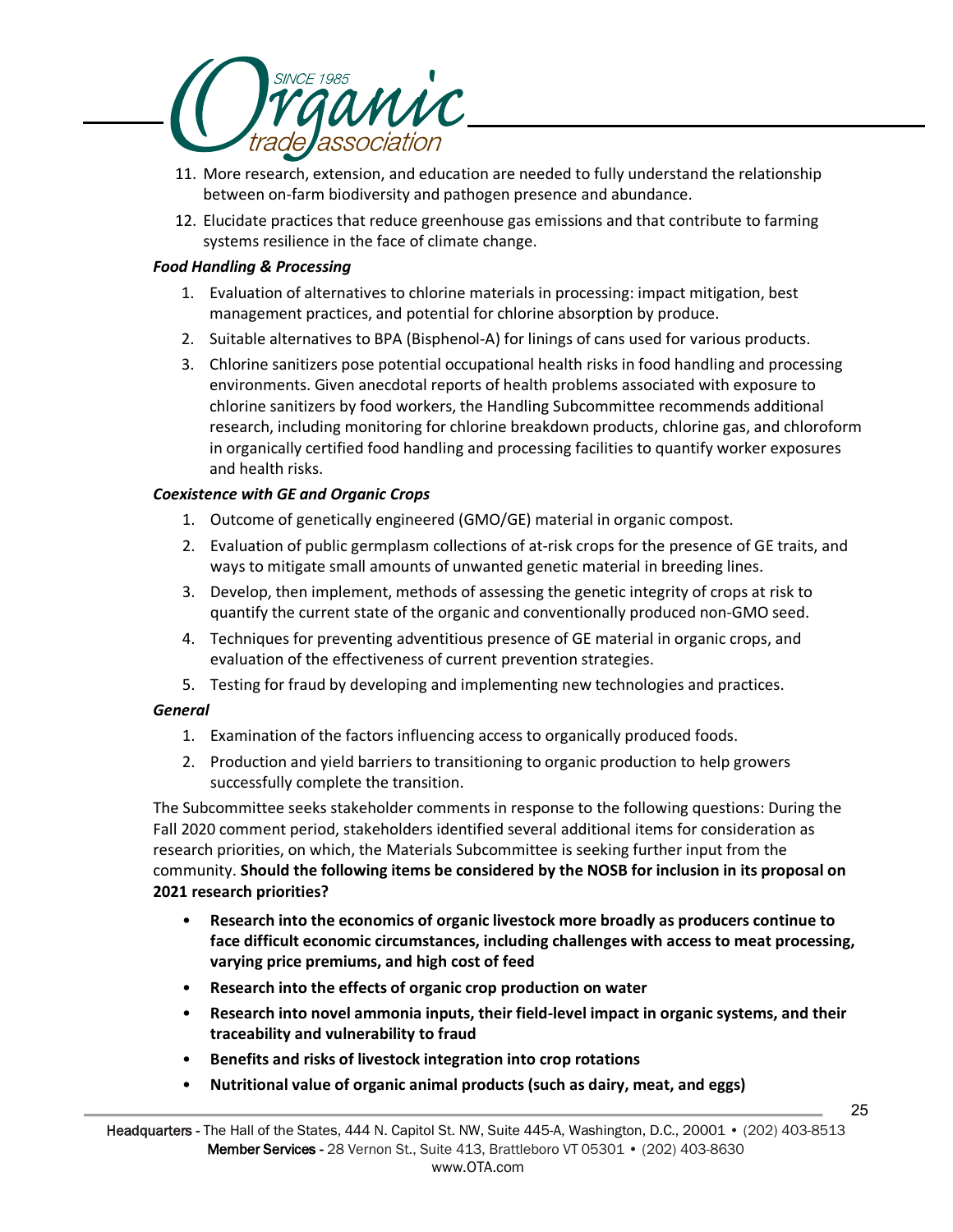11. More research, extension, and education are needed to fully understand the relationship between on-farm biodiversity and pathogen presence and abundance.
12. Elucidate practices that reduce greenhouse gas emissions and that contribute to farming systems resilience in the face of climate change.

***Food Handling & Processing***

1. Evaluation of alternatives to chlorine materials in processing: impact mitigation, best management practices, and potential for chlorine absorption by produce.
2. Suitable alternatives to BPA (Bisphenol-A) for linings of cans used for various products.
3. Chlorine sanitizers pose potential occupational health risks in food handling and processing environments. Given anecdotal reports of health problems associated with exposure to chlorine sanitizers by food workers, the Handling Subcommittee recommends additional research, including monitoring for chlorine breakdown products, chlorine gas, and chloroform in organically certified food handling and processing facilities to quantify worker exposures and health risks.

***Coexistence with GE and Organic Crops***

1. Outcome of genetically engineered (GMO/GE) material in organic compost.
2. Evaluation of public germplasm collections of at-risk crops for the presence of GE traits, and ways to mitigate small amounts of unwanted genetic material in breeding lines.
3. Develop, then implement, methods of assessing the genetic integrity of crops at risk to quantify the current state of the organic and conventionally produced non-GMO seed.
4. Techniques for preventing adventitious presence of GE material in organic crops, and evaluation of the effectiveness of current prevention strategies.
5. Testing for fraud by developing and implementing new technologies and practices.

***General***

1. Examination of the factors influencing access to organically produced foods.
2. Production and yield barriers to transitioning to organic production to help growers successfully complete the transition.

The Subcommittee seeks stakeholder comments in response to the following questions: During the Fall 2020 comment period, stakeholders identified several additional items for consideration as research priorities, on which, the Materials Subcommittee is seeking further input from the community. **Should the following items be considered by the NOSB for inclusion in its proposal on 2021 research priorities?**

- **Research into the economics of organic livestock more broadly as producers continue to face difficult economic circumstances, including challenges with access to meat processing, varying price premiums, and high cost of feed**
- **Research into the effects of organic crop production on water**
- **Research into novel ammonia inputs, their field-level impact in organic systems, and their traceability and vulnerability to fraud**
- **Benefits and risks of livestock integration into crop rotations**
- **Nutritional value of organic animal products (such as dairy, meat, and eggs)**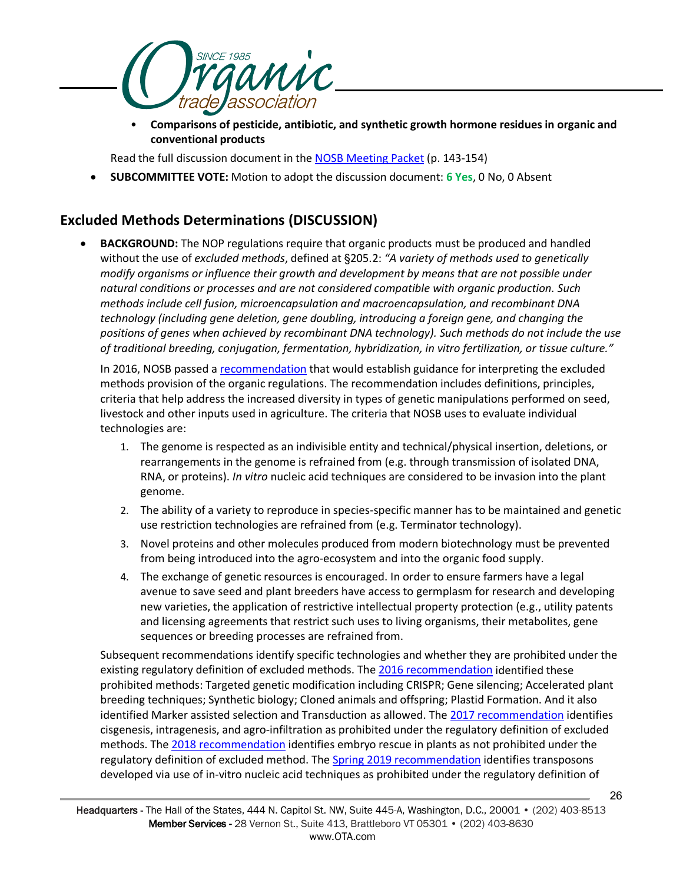- **Comparisons of pesticide, antibiotic, and synthetic growth hormone residues in organic and conventional products**

  Read the full discussion document in the [NOSB Meeting Packet](#) (p. 143-154)

- **SUBCOMMITTEE VOTE:** Motion to adopt the discussion document: **6 Yes**, 0 No, 0 Absent

## Excluded Methods Determinations (DISCUSSION)

- **BACKGROUND:** The NOP regulations require that organic products must be produced and handled without the use of *excluded methods*, defined at §205.2: *"A variety of methods used to genetically modify organisms or influence their growth and development by means that are not possible under natural conditions or processes and are not considered compatible with organic production. Such methods include cell fusion, microencapsulation and macroencapsulation, and recombinant DNA technology (including gene deletion, gene doubling, introducing a foreign gene, and changing the positions of genes when achieved by recombinant DNA technology). Such methods do not include the use of traditional breeding, conjugation, fermentation, hybridization, in vitro fertilization, or tissue culture."*

  In 2016, NOSB passed a [recommendation](#) that would establish guidance for interpreting the excluded methods provision of the organic regulations. The recommendation includes definitions, principles, criteria that help address the increased diversity in types of genetic manipulations performed on seed, livestock and other inputs used in agriculture. The criteria that NOSB uses to evaluate individual technologies are:

  1. The genome is respected as an indivisible entity and technical/physical insertion, deletions, or rearrangements in the genome is refrained from (e.g. through transmission of isolated DNA, RNA, or proteins). *In vitro* nucleic acid techniques are considered to be invasion into the plant genome.
  2. The ability of a variety to reproduce in species-specific manner has to be maintained and genetic use restriction technologies are refrained from (e.g. Terminator technology).
  3. Novel proteins and other molecules produced from modern biotechnology must be prevented from being introduced into the agro-ecosystem and into the organic food supply.
  4. The exchange of genetic resources is encouraged. In order to ensure farmers have a legal avenue to save seed and plant breeders have access to germplasm for research and developing new varieties, the application of restrictive intellectual property protection (e.g., utility patents and licensing agreements that restrict such uses to living organisms, their metabolites, gene sequences or breeding processes are refrained from.

  Subsequent recommendations identify specific technologies and whether they are prohibited under the existing regulatory definition of excluded methods. The [2016 recommendation](#) identified these prohibited methods: Targeted genetic modification including CRISPR; Gene silencing; Accelerated plant breeding techniques; Synthetic biology; Cloned animals and offspring; Plastid Formation. And it also identified Marker assisted selection and Transduction as allowed. The [2017 recommendation](#) identifies cisgenesis, intragenesis, and agro-infiltration as prohibited under the regulatory definition of excluded methods. The [2018 recommendation](#) identifies embryo rescue in plants as not prohibited under the regulatory definition of excluded method. The [Spring 2019 recommendation](#) identifies transposons developed via use of in-vitro nucleic acid techniques as prohibited under the regulatory definition of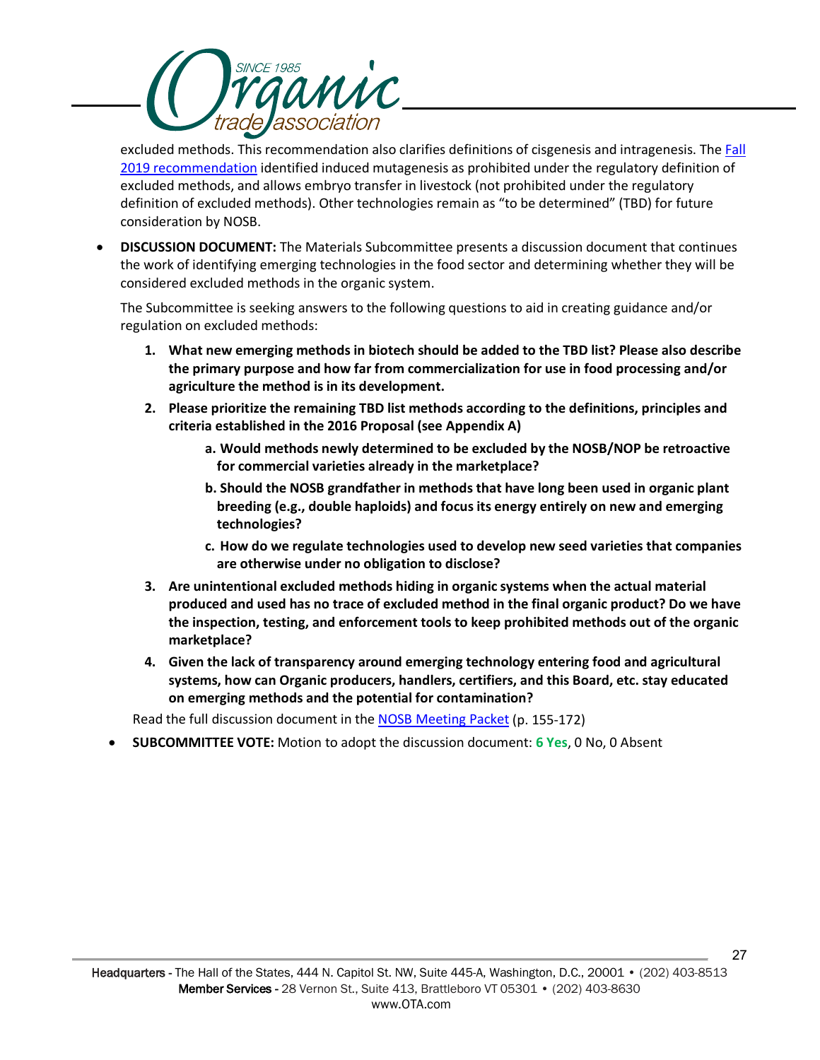excluded methods. This recommendation also clarifies definitions of cisgenesis and intragenesis. The [Fall 2019 recommendation] identified induced mutagenesis as prohibited under the regulatory definition of excluded methods, and allows embryo transfer in livestock (not prohibited under the regulatory definition of excluded methods). Other technologies remain as "to be determined" (TBD) for future consideration by NOSB.

- **DISCUSSION DOCUMENT:** The Materials Subcommittee presents a discussion document that continues the work of identifying emerging technologies in the food sector and determining whether they will be considered excluded methods in the organic system.

  The Subcommittee is seeking answers to the following questions to aid in creating guidance and/or regulation on excluded methods:

  1. **What new emerging methods in biotech should be added to the TBD list? Please also describe the primary purpose and how far from commercialization for use in food processing and/or agriculture the method is in its development.**
  2. **Please prioritize the remaining TBD list methods according to the definitions, principles and criteria established in the 2016 Proposal (see Appendix A)**
     - **a. Would methods newly determined to be excluded by the NOSB/NOP be retroactive for commercial varieties already in the marketplace?**
     - **b. Should the NOSB grandfather in methods that have long been used in organic plant breeding (e.g., double haploids) and focus its energy entirely on new and emerging technologies?**
     - **c. How do we regulate technologies used to develop new seed varieties that companies are otherwise under no obligation to disclose?**
  3. **Are unintentional excluded methods hiding in organic systems when the actual material produced and used has no trace of excluded method in the final organic product? Do we have the inspection, testing, and enforcement tools to keep prohibited methods out of the organic marketplace?**
  4. **Given the lack of transparency around emerging technology entering food and agricultural systems, how can Organic producers, handlers, certifiers, and this Board, etc. stay educated on emerging methods and the potential for contamination?**

  Read the full discussion document in the [NOSB Meeting Packet] (p. 155-172)

- **SUBCOMMITTEE VOTE:** Motion to adopt the discussion document: **6 Yes**, 0 No, 0 Absent